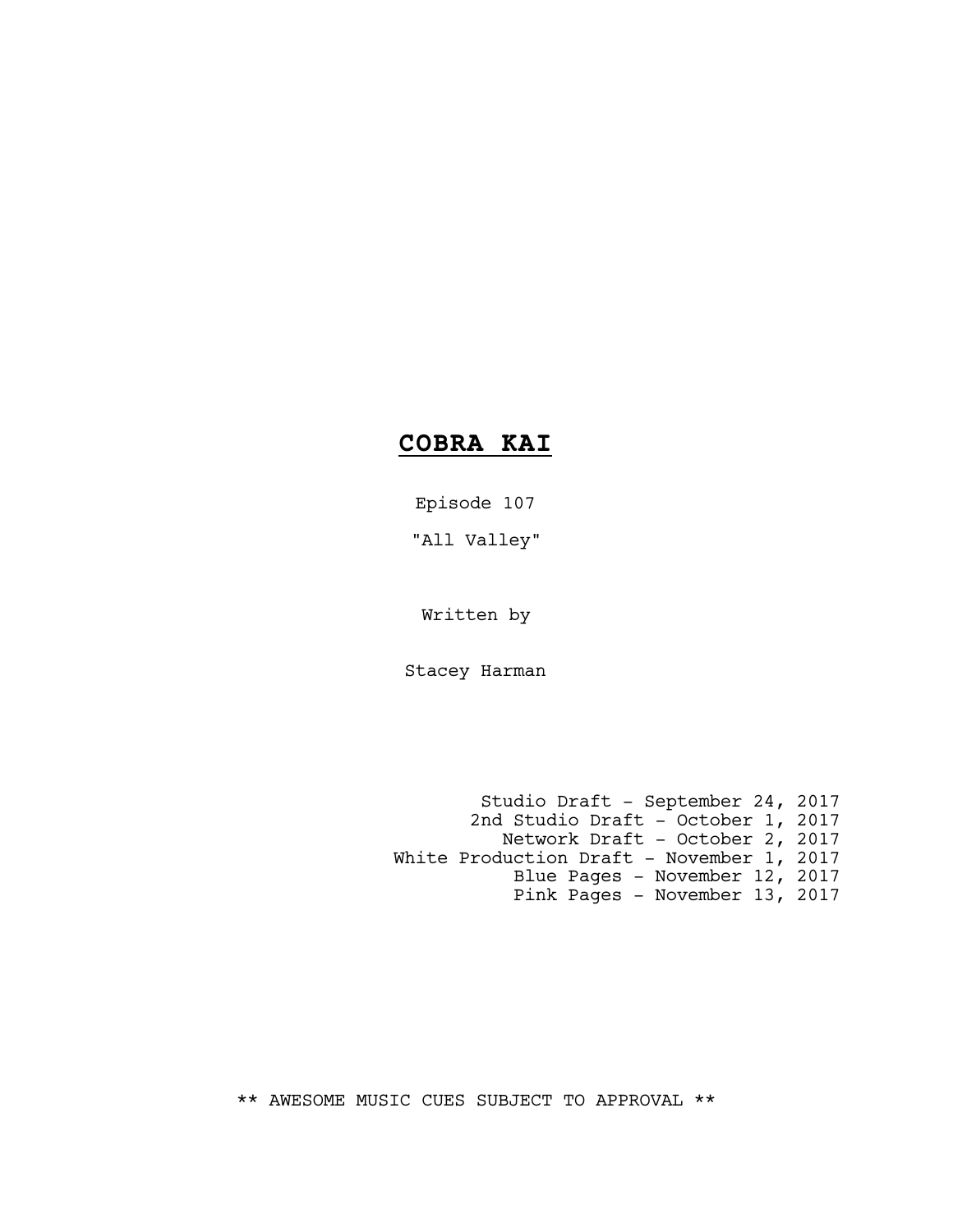# **COBRA KAI**

Episode 107

"All Valley"

Written by

Stacey Harman

Studio Draft - September 24, 2017
2nd Studio Draft - October 1, 2017
Network Draft - October 2, 2017
White Production Draft - November 1, 2017
Blue Pages - November 12, 2017
Pink Pages - November 13, 2017

** AWESOME MUSIC CUES SUBJECT TO APPROVAL **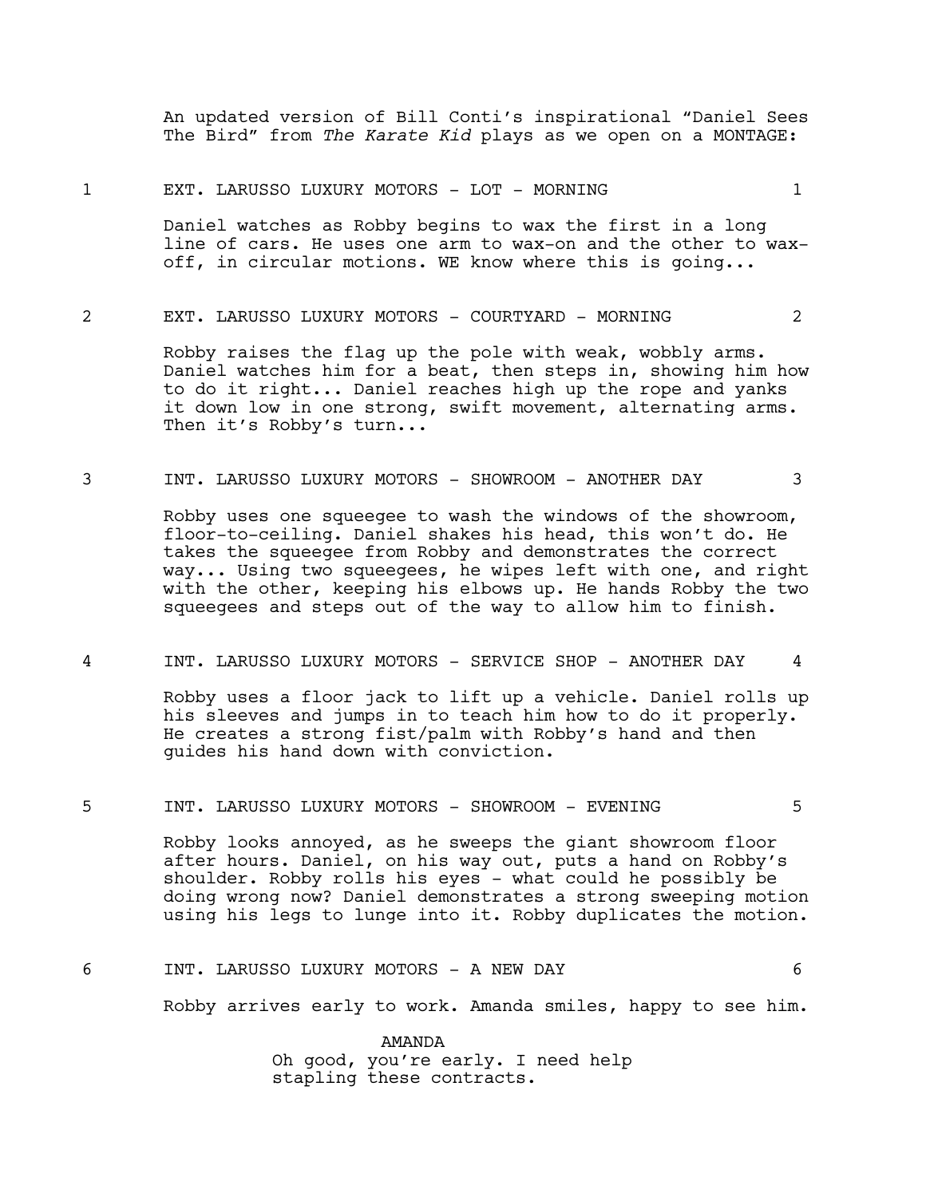An updated version of Bill Conti's inspirational "Daniel Sees The Bird" from *The Karate Kid* plays as we open on a MONTAGE:

1 EXT. LARUSSO LUXURY MOTORS - LOT - MORNING 1

Daniel watches as Robby begins to wax the first in a long line of cars. He uses one arm to wax-on and the other to wax-off, in circular motions. WE know where this is going...

2 EXT. LARUSSO LUXURY MOTORS - COURTYARD - MORNING 2

Robby raises the flag up the pole with weak, wobbly arms. Daniel watches him for a beat, then steps in, showing him how to do it right... Daniel reaches high up the rope and yanks it down low in one strong, swift movement, alternating arms. Then it's Robby's turn...

3 INT. LARUSSO LUXURY MOTORS - SHOWROOM - ANOTHER DAY 3

Robby uses one squeegee to wash the windows of the showroom, floor-to-ceiling. Daniel shakes his head, this won't do. He takes the squeegee from Robby and demonstrates the correct way... Using two squeegees, he wipes left with one, and right with the other, keeping his elbows up. He hands Robby the two squeegees and steps out of the way to allow him to finish.

4 INT. LARUSSO LUXURY MOTORS - SERVICE SHOP - ANOTHER DAY 4

Robby uses a floor jack to lift up a vehicle. Daniel rolls up his sleeves and jumps in to teach him how to do it properly. He creates a strong fist/palm with Robby's hand and then guides his hand down with conviction.

5 INT. LARUSSO LUXURY MOTORS - SHOWROOM - EVENING 5

Robby looks annoyed, as he sweeps the giant showroom floor after hours. Daniel, on his way out, puts a hand on Robby's shoulder. Robby rolls his eyes - what could he possibly be doing wrong now? Daniel demonstrates a strong sweeping motion using his legs to lunge into it. Robby duplicates the motion.

6 INT. LARUSSO LUXURY MOTORS - A NEW DAY 6

Robby arrives early to work. Amanda smiles, happy to see him.

AMANDA
Oh good, you're early. I need help stapling these contracts.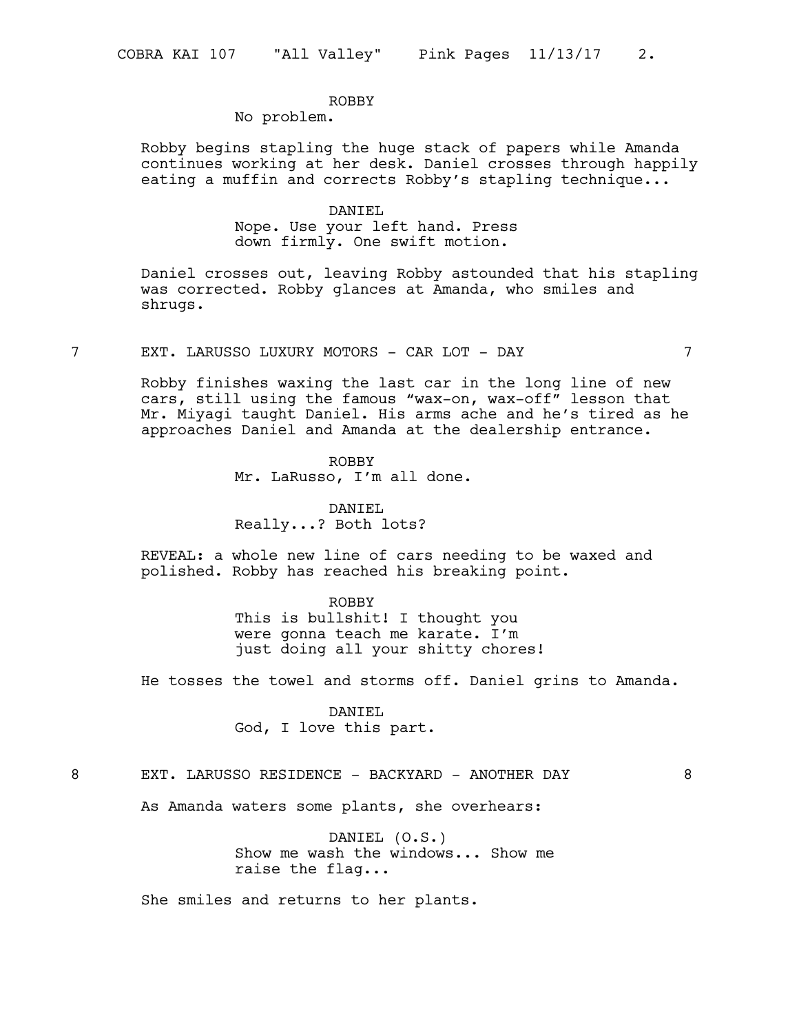ROBBY
No problem.

Robby begins stapling the huge stack of papers while Amanda continues working at her desk. Daniel crosses through happily eating a muffin and corrects Robby's stapling technique...

DANIEL
Nope. Use your left hand. Press down firmly. One swift motion.

Daniel crosses out, leaving Robby astounded that his stapling was corrected. Robby glances at Amanda, who smiles and shrugs.

7 EXT. LARUSSO LUXURY MOTORS - CAR LOT - DAY 7

Robby finishes waxing the last car in the long line of new cars, still using the famous "wax-on, wax-off" lesson that Mr. Miyagi taught Daniel. His arms ache and he's tired as he approaches Daniel and Amanda at the dealership entrance.

ROBBY
Mr. LaRusso, I'm all done.

DANIEL
Really...? Both lots?

REVEAL: a whole new line of cars needing to be waxed and polished. Robby has reached his breaking point.

ROBBY
This is bullshit! I thought you were gonna teach me karate. I'm just doing all your shitty chores!

He tosses the towel and storms off. Daniel grins to Amanda.

DANIEL
God, I love this part.

8 EXT. LARUSSO RESIDENCE - BACKYARD - ANOTHER DAY 8

As Amanda waters some plants, she overhears:

DANIEL (O.S.)
Show me wash the windows... Show me raise the flag...

She smiles and returns to her plants.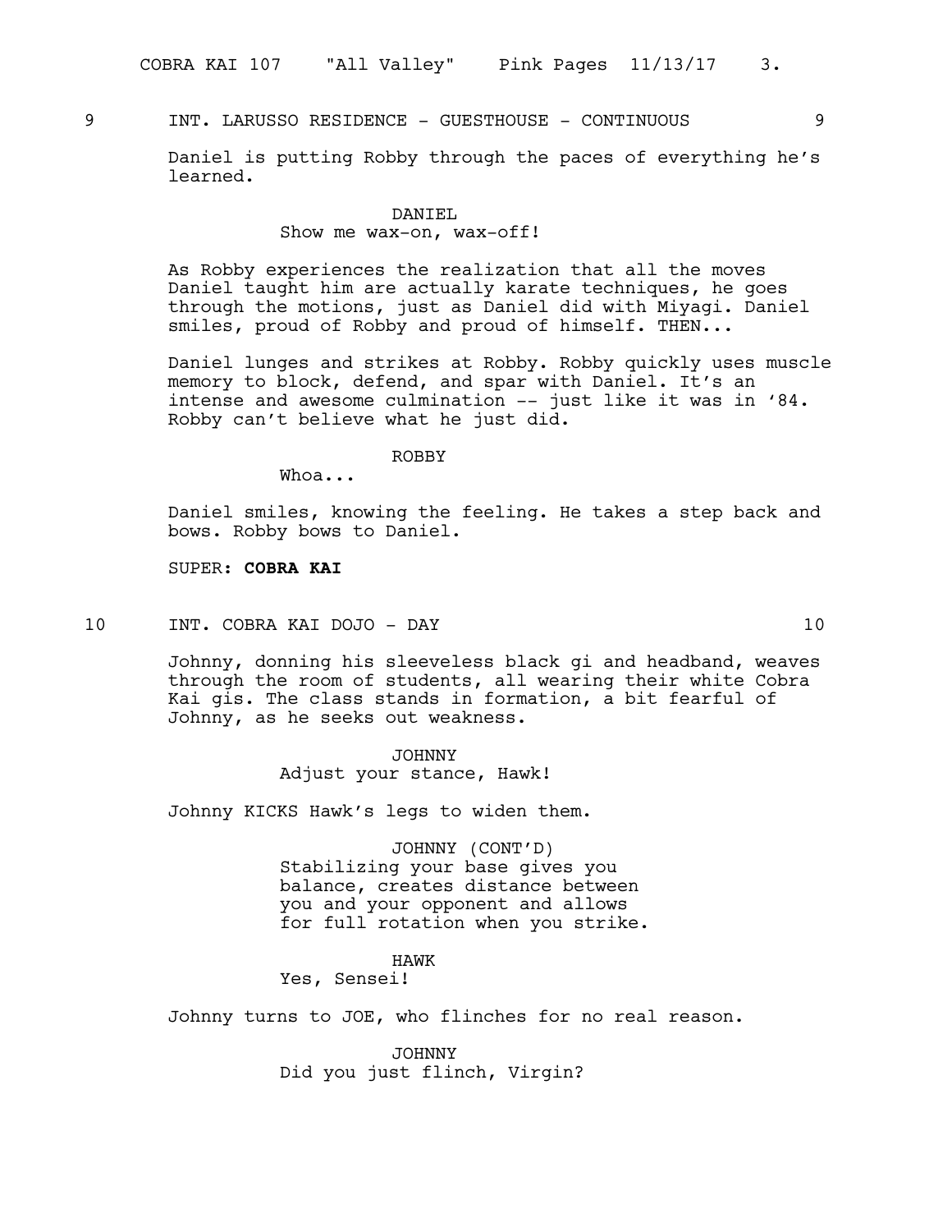9 INT. LARUSSO RESIDENCE - GUESTHOUSE - CONTINUOUS 9

Daniel is putting Robby through the paces of everything he's learned.

DANIEL
Show me wax-on, wax-off!

As Robby experiences the realization that all the moves Daniel taught him are actually karate techniques, he goes through the motions, just as Daniel did with Miyagi. Daniel smiles, proud of Robby and proud of himself. THEN...

Daniel lunges and strikes at Robby. Robby quickly uses muscle memory to block, defend, and spar with Daniel. It's an intense and awesome culmination -- just like it was in '84. Robby can't believe what he just did.

ROBBY
Whoa...

Daniel smiles, knowing the feeling. He takes a step back and bows. Robby bows to Daniel.

SUPER: **COBRA KAI**

10 INT. COBRA KAI DOJO - DAY 10

Johnny, donning his sleeveless black gi and headband, weaves through the room of students, all wearing their white Cobra Kai gis. The class stands in formation, a bit fearful of Johnny, as he seeks out weakness.

JOHNNY
Adjust your stance, Hawk!

Johnny KICKS Hawk's legs to widen them.

JOHNNY (CONT'D)
Stabilizing your base gives you balance, creates distance between you and your opponent and allows for full rotation when you strike.

HAWK
Yes, Sensei!

Johnny turns to JOE, who flinches for no real reason.

JOHNNY
Did you just flinch, Virgin?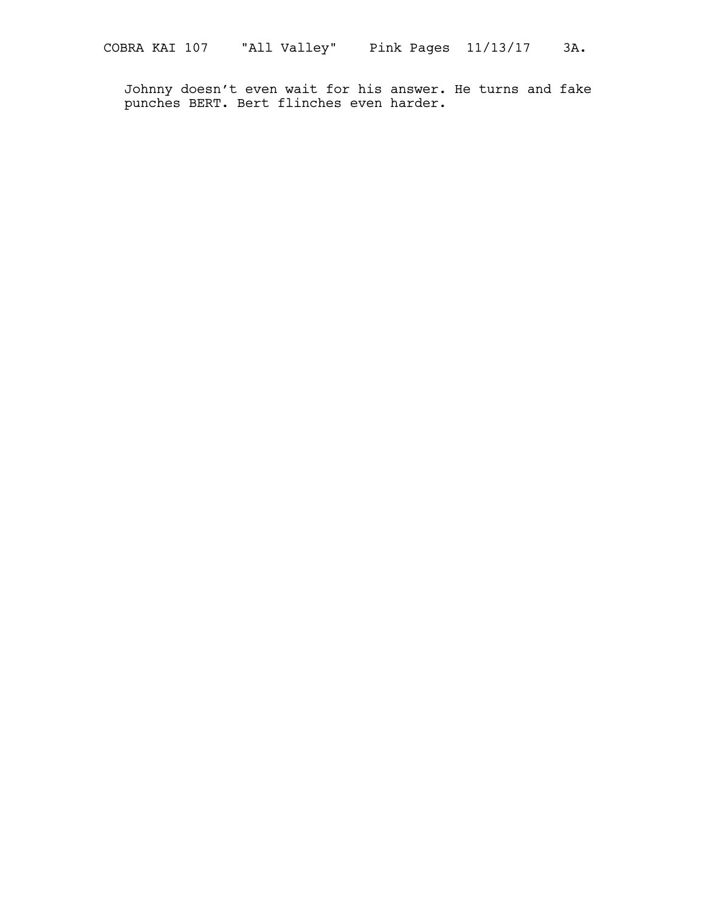Johnny doesn't even wait for his answer. He turns and fake punches BERT. Bert flinches even harder.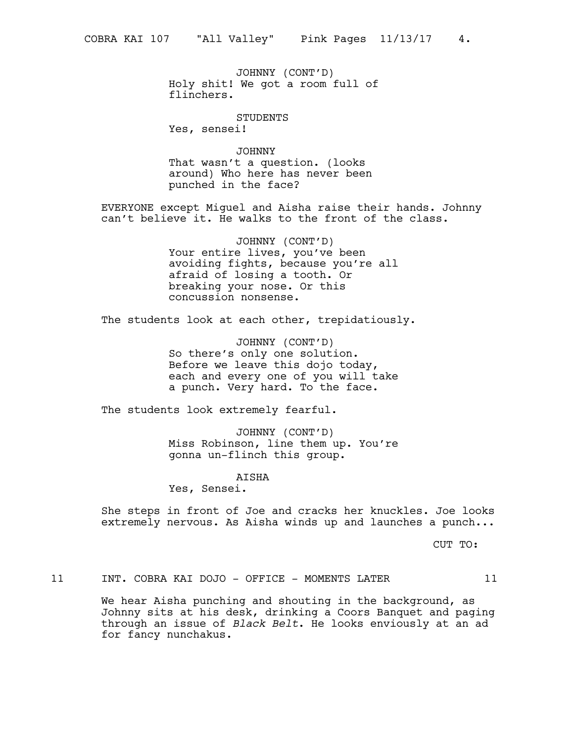JOHNNY (CONT'D)
Holy shit! We got a room full of flinchers.

STUDENTS
Yes, sensei!

JOHNNY
That wasn't a question. (looks around) Who here has never been punched in the face?

EVERYONE except Miguel and Aisha raise their hands. Johnny can't believe it. He walks to the front of the class.

JOHNNY (CONT'D)
Your entire lives, you've been avoiding fights, because you're all afraid of losing a tooth. Or breaking your nose. Or this concussion nonsense.

The students look at each other, trepidatiously.

JOHNNY (CONT'D)
So there's only one solution. Before we leave this dojo today, each and every one of you will take a punch. Very hard. To the face.

The students look extremely fearful.

JOHNNY (CONT'D)
Miss Robinson, line them up. You're gonna un-flinch this group.

AISHA
Yes, Sensei.

She steps in front of Joe and cracks her knuckles. Joe looks extremely nervous. As Aisha winds up and launches a punch...

CUT TO:

11 INT. COBRA KAI DOJO - OFFICE - MOMENTS LATER 11

We hear Aisha punching and shouting in the background, as Johnny sits at his desk, drinking a Coors Banquet and paging through an issue of *Black Belt*. He looks enviously at an ad for fancy nunchakus.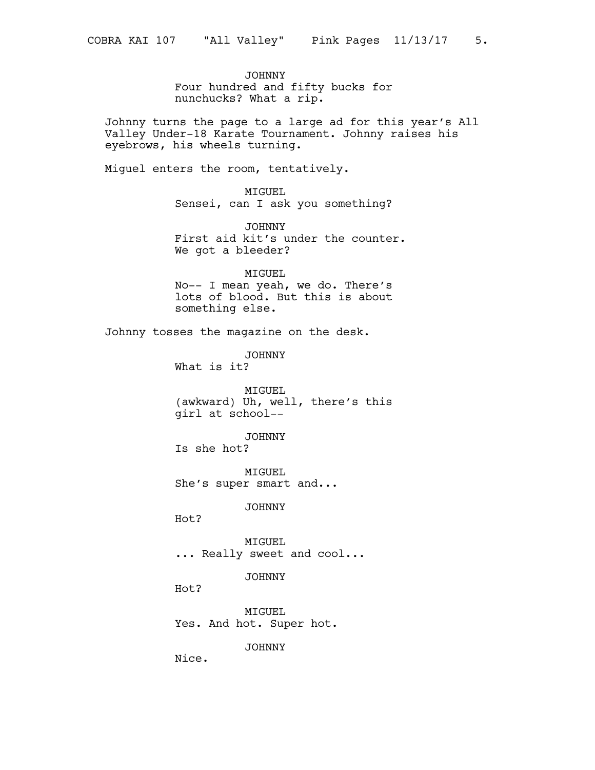JOHNNY
Four hundred and fifty bucks for nunchucks? What a rip.

Johnny turns the page to a large ad for this year's All Valley Under-18 Karate Tournament. Johnny raises his eyebrows, his wheels turning.

Miguel enters the room, tentatively.

MIGUEL
Sensei, can I ask you something?

JOHNNY
First aid kit's under the counter. We got a bleeder?

MIGUEL
No-- I mean yeah, we do. There's lots of blood. But this is about something else.

Johnny tosses the magazine on the desk.

JOHNNY
What is it?

MIGUEL
(awkward) Uh, well, there's this girl at school--

JOHNNY
Is she hot?

MIGUEL
She's super smart and...

JOHNNY
Hot?

MIGUEL
... Really sweet and cool...

JOHNNY
Hot?

MIGUEL
Yes. And hot. Super hot.

JOHNNY
Nice.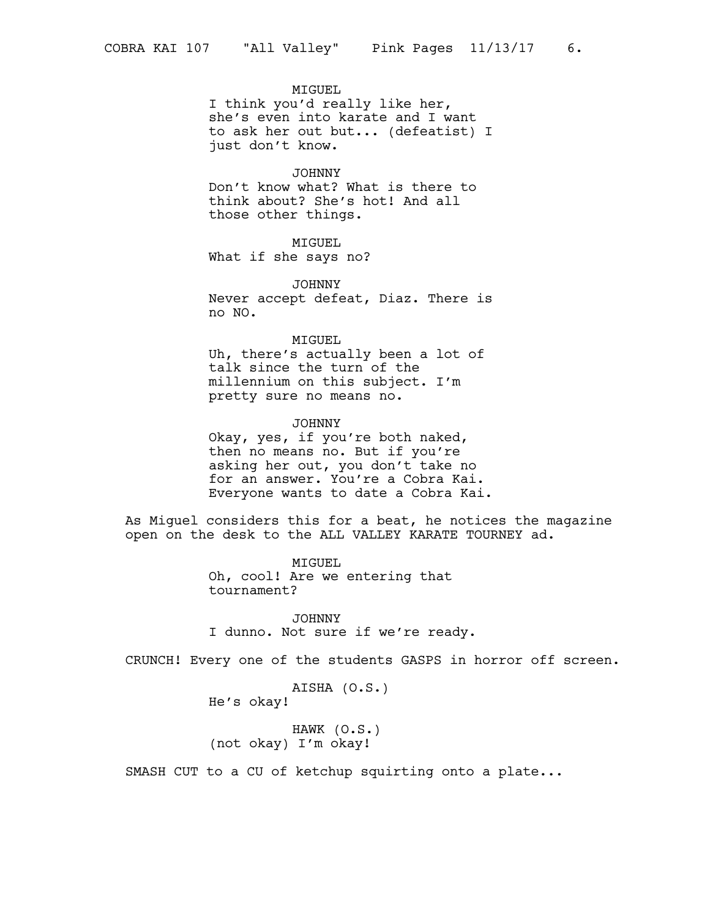MIGUEL
I think you'd really like her, she's even into karate and I want to ask her out but... (defeatist) I just don't know.

JOHNNY
Don't know what? What is there to think about? She's hot! And all those other things.

MIGUEL
What if she says no?

JOHNNY
Never accept defeat, Diaz. There is no NO.

MIGUEL
Uh, there's actually been a lot of talk since the turn of the millennium on this subject. I'm pretty sure no means no.

JOHNNY
Okay, yes, if you're both naked, then no means no. But if you're asking her out, you don't take no for an answer. You're a Cobra Kai. Everyone wants to date a Cobra Kai.

As Miguel considers this for a beat, he notices the magazine open on the desk to the ALL VALLEY KARATE TOURNEY ad.

MIGUEL
Oh, cool! Are we entering that tournament?

JOHNNY
I dunno. Not sure if we're ready.

CRUNCH! Every one of the students GASPS in horror off screen.

AISHA (O.S.)
He's okay!

HAWK (O.S.)
(not okay) I'm okay!

SMASH CUT to a CU of ketchup squirting onto a plate...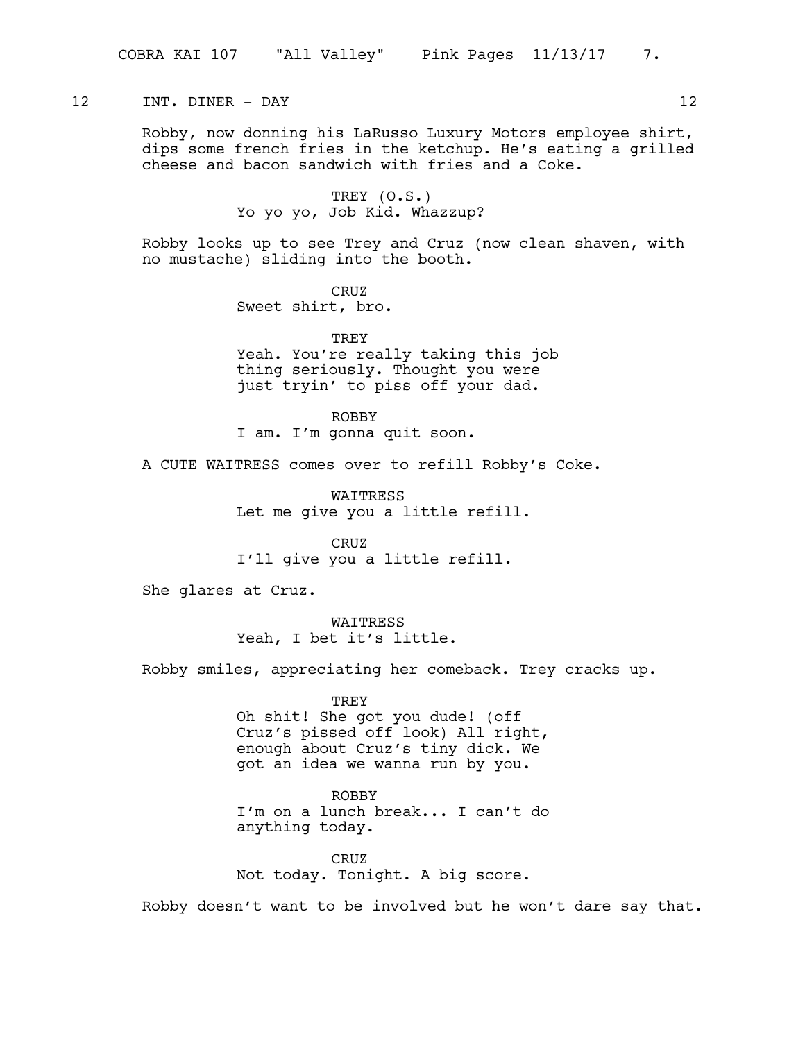12 INT. DINER - DAY 12

Robby, now donning his LaRusso Luxury Motors employee shirt, dips some french fries in the ketchup. He's eating a grilled cheese and bacon sandwich with fries and a Coke.

TREY (O.S.)
Yo yo yo, Job Kid. Whazzup?

Robby looks up to see Trey and Cruz (now clean shaven, with no mustache) sliding into the booth.

CRUZ
Sweet shirt, bro.

TREY
Yeah. You're really taking this job thing seriously. Thought you were just tryin' to piss off your dad.

ROBBY
I am. I'm gonna quit soon.

A CUTE WAITRESS comes over to refill Robby's Coke.

WAITRESS
Let me give you a little refill.

CRUZ
I'll give you a little refill.

She glares at Cruz.

WAITRESS
Yeah, I bet it's little.

Robby smiles, appreciating her comeback. Trey cracks up.

TREY
Oh shit! She got you dude! (off Cruz's pissed off look) All right, enough about Cruz's tiny dick. We got an idea we wanna run by you.

ROBBY
I'm on a lunch break... I can't do anything today.

CRUZ
Not today. Tonight. A big score.

Robby doesn't want to be involved but he won't dare say that.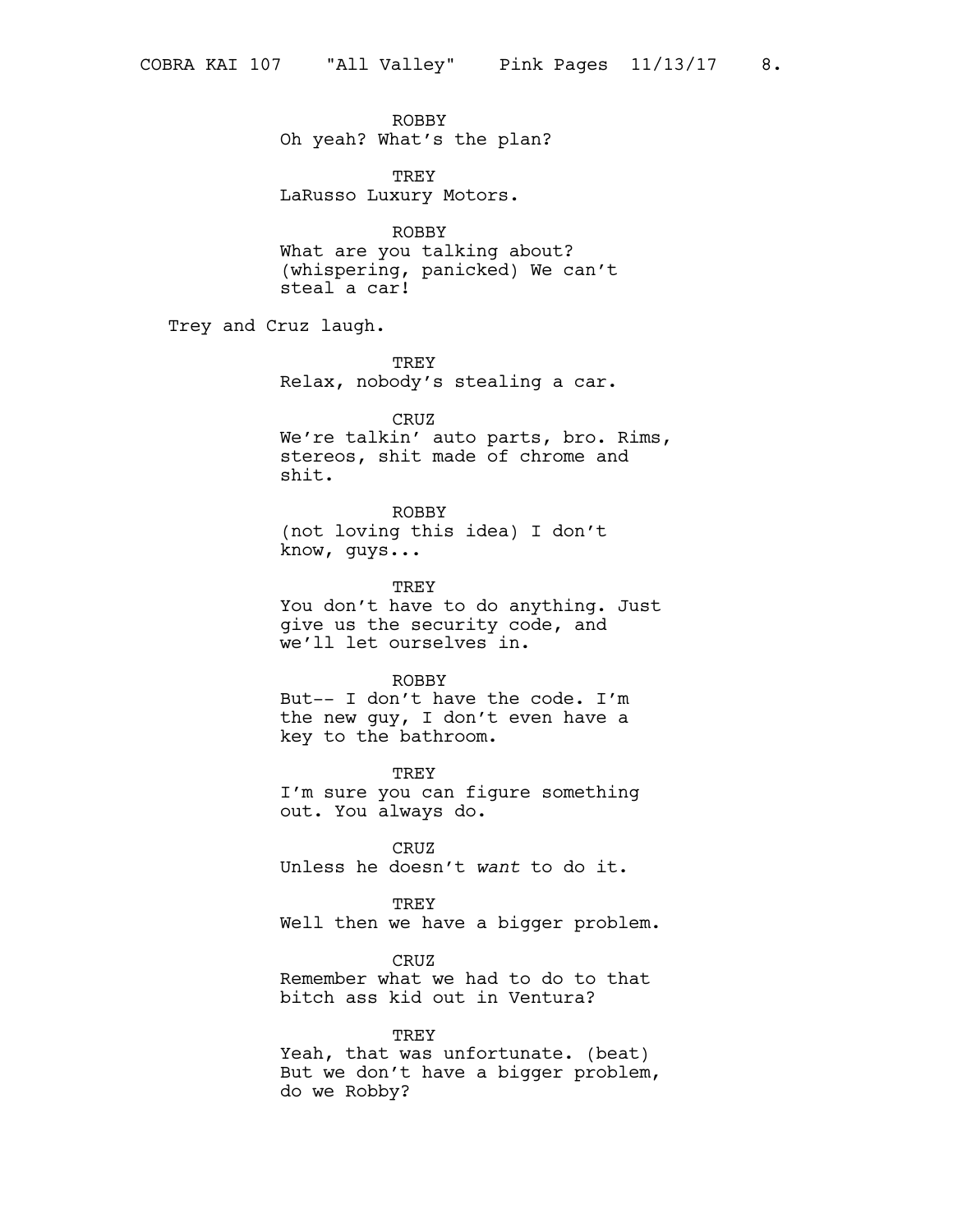ROBBY
Oh yeah? What's the plan?

TREY
LaRusso Luxury Motors.

ROBBY
What are you talking about? (whispering, panicked) We can't steal a car!

Trey and Cruz laugh.

TREY
Relax, nobody's stealing a car.

CRUZ
We're talkin' auto parts, bro. Rims, stereos, shit made of chrome and shit.

ROBBY
(not loving this idea) I don't know, guys...

TREY
You don't have to do anything. Just give us the security code, and we'll let ourselves in.

ROBBY
But-- I don't have the code. I'm the new guy, I don't even have a key to the bathroom.

TREY
I'm sure you can figure something out. You always do.

CRUZ
Unless he doesn't *want* to do it.

TREY
Well then we have a bigger problem.

CRUZ
Remember what we had to do to that bitch ass kid out in Ventura?

TREY
Yeah, that was unfortunate. (beat) But we don't have a bigger problem, do we Robby?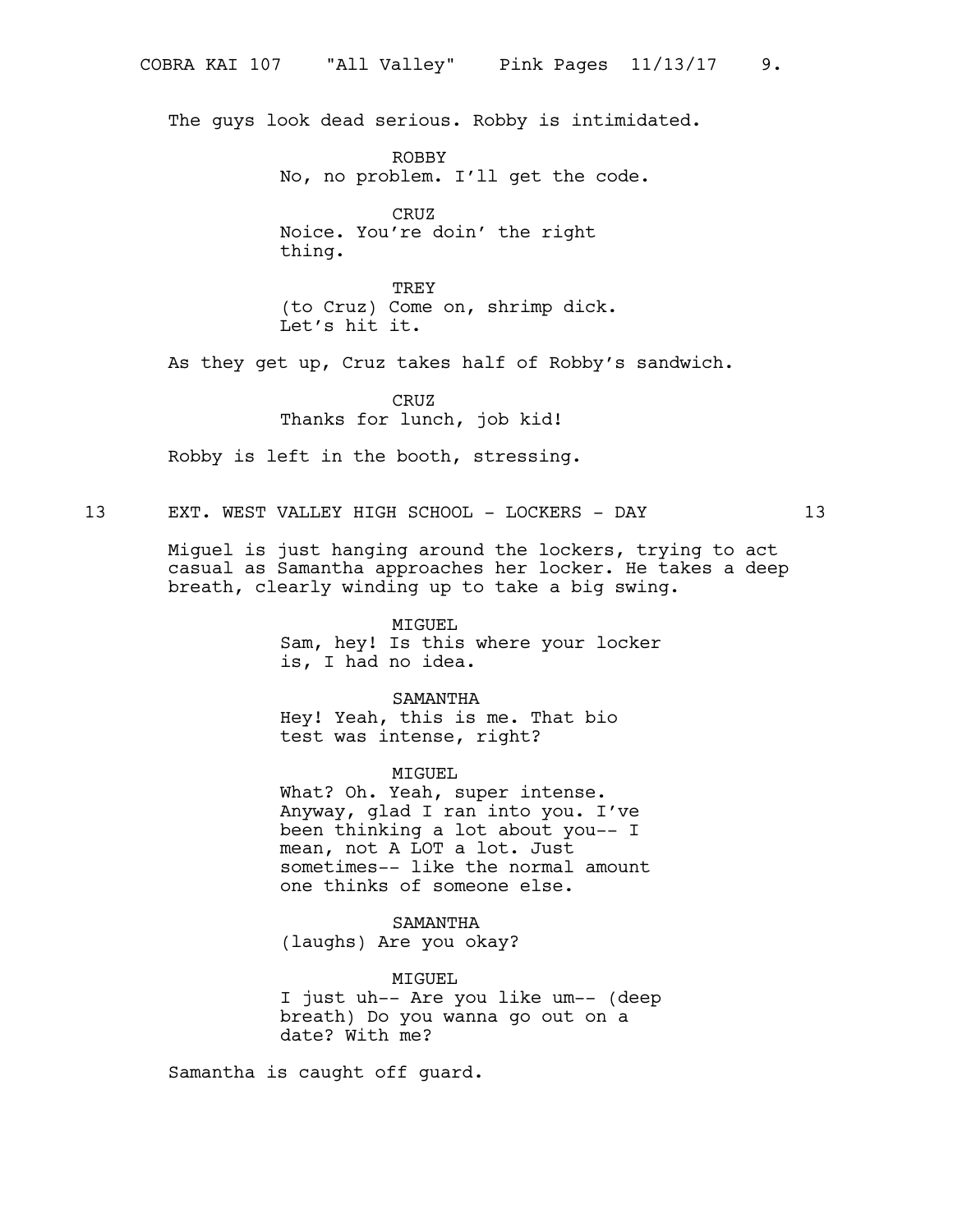The guys look dead serious. Robby is intimidated.

ROBBY
No, no problem. I'll get the code.

CRUZ
Noice. You're doin' the right thing.

TREY
(to Cruz) Come on, shrimp dick. Let's hit it.

As they get up, Cruz takes half of Robby's sandwich.

CRUZ
Thanks for lunch, job kid!

Robby is left in the booth, stressing.

13 EXT. WEST VALLEY HIGH SCHOOL - LOCKERS - DAY 13

Miguel is just hanging around the lockers, trying to act casual as Samantha approaches her locker. He takes a deep breath, clearly winding up to take a big swing.

MIGUEL
Sam, hey! Is this where your locker is, I had no idea.

SAMANTHA
Hey! Yeah, this is me. That bio test was intense, right?

MIGUEL
What? Oh. Yeah, super intense. Anyway, glad I ran into you. I've been thinking a lot about you-- I mean, not A LOT a lot. Just sometimes-- like the normal amount one thinks of someone else.

SAMANTHA
(laughs) Are you okay?

MIGUEL
I just uh-- Are you like um-- (deep breath) Do you wanna go out on a date? With me?

Samantha is caught off guard.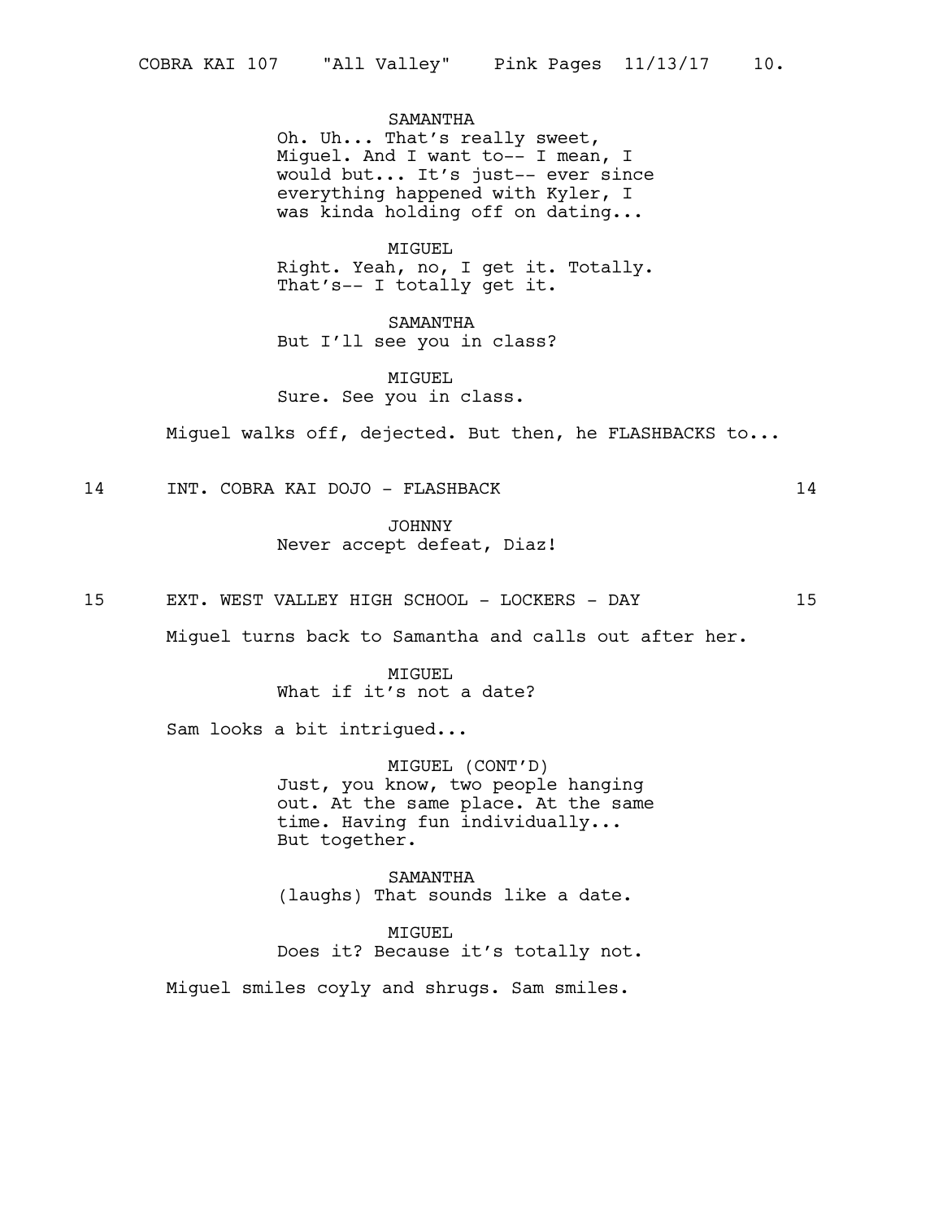SAMANTHA
Oh. Uh... That's really sweet, Miguel. And I want to-- I mean, I would but... It's just-- ever since everything happened with Kyler, I was kinda holding off on dating...

MIGUEL
Right. Yeah, no, I get it. Totally. That's-- I totally get it.

SAMANTHA
But I'll see you in class?

MIGUEL
Sure. See you in class.

Miguel walks off, dejected. But then, he FLASHBACKS to...

14 INT. COBRA KAI DOJO - FLASHBACK 14

JOHNNY
Never accept defeat, Diaz!

15 EXT. WEST VALLEY HIGH SCHOOL - LOCKERS - DAY 15

Miguel turns back to Samantha and calls out after her.

MIGUEL
What if it's not a date?

Sam looks a bit intrigued...

MIGUEL (CONT'D)
Just, you know, two people hanging out. At the same place. At the same time. Having fun individually... But together.

SAMANTHA
(laughs) That sounds like a date.

MIGUEL
Does it? Because it's totally not.

Miguel smiles coyly and shrugs. Sam smiles.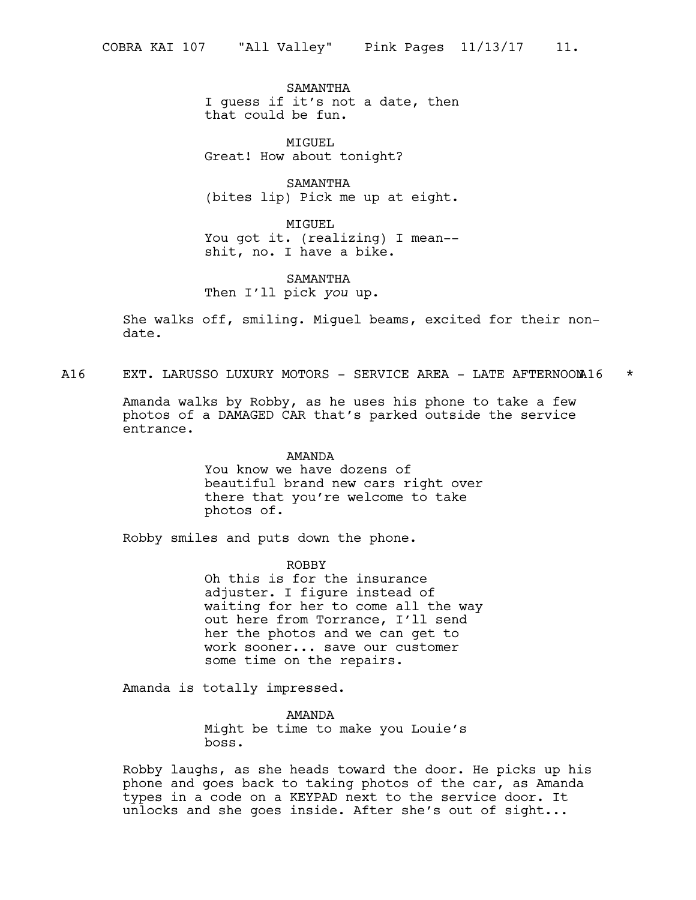SAMANTHA
I guess if it's not a date, then that could be fun.

MIGUEL
Great! How about tonight?

SAMANTHA
(bites lip) Pick me up at eight.

MIGUEL
You got it. (realizing) I mean-- shit, no. I have a bike.

SAMANTHA
Then I'll pick *you* up.

She walks off, smiling. Miguel beams, excited for their non-date.

A16 EXT. LARUSSO LUXURY MOTORS - SERVICE AREA - LATE AFTERNOON A16 *

Amanda walks by Robby, as he uses his phone to take a few photos of a DAMAGED CAR that's parked outside the service entrance.

AMANDA
You know we have dozens of beautiful brand new cars right over there that you're welcome to take photos of.

Robby smiles and puts down the phone.

ROBBY
Oh this is for the insurance adjuster. I figure instead of waiting for her to come all the way out here from Torrance, I'll send her the photos and we can get to work sooner... save our customer some time on the repairs.

Amanda is totally impressed.

AMANDA
Might be time to make you Louie's boss.

Robby laughs, as she heads toward the door. He picks up his phone and goes back to taking photos of the car, as Amanda types in a code on a KEYPAD next to the service door. It unlocks and she goes inside. After she's out of sight...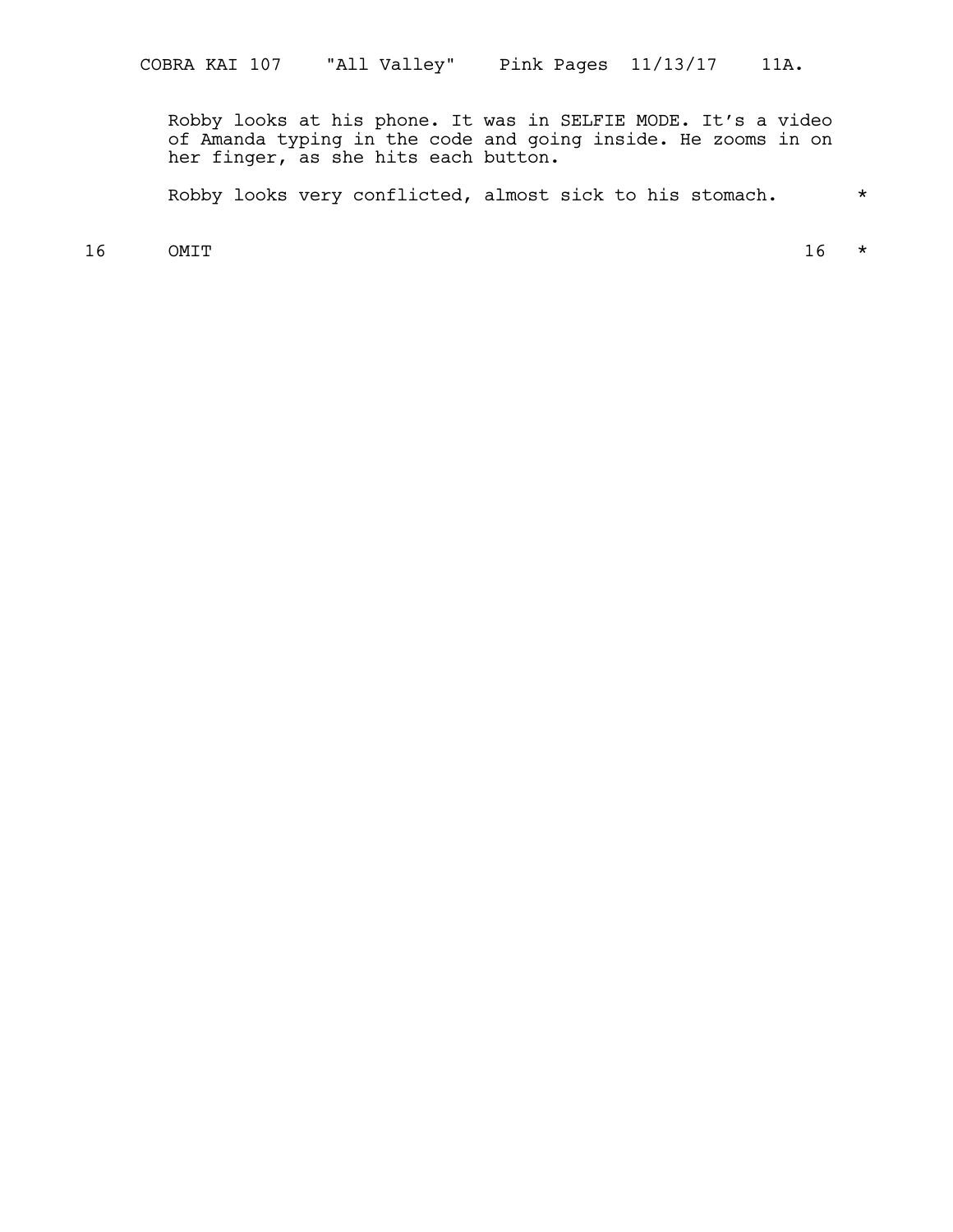Robby looks at his phone. It was in SELFIE MODE. It's a video of Amanda typing in the code and going inside. He zooms in on her finger, as she hits each button.

Robby looks very conflicted, almost sick to his stomach. *

16 OMIT 16 *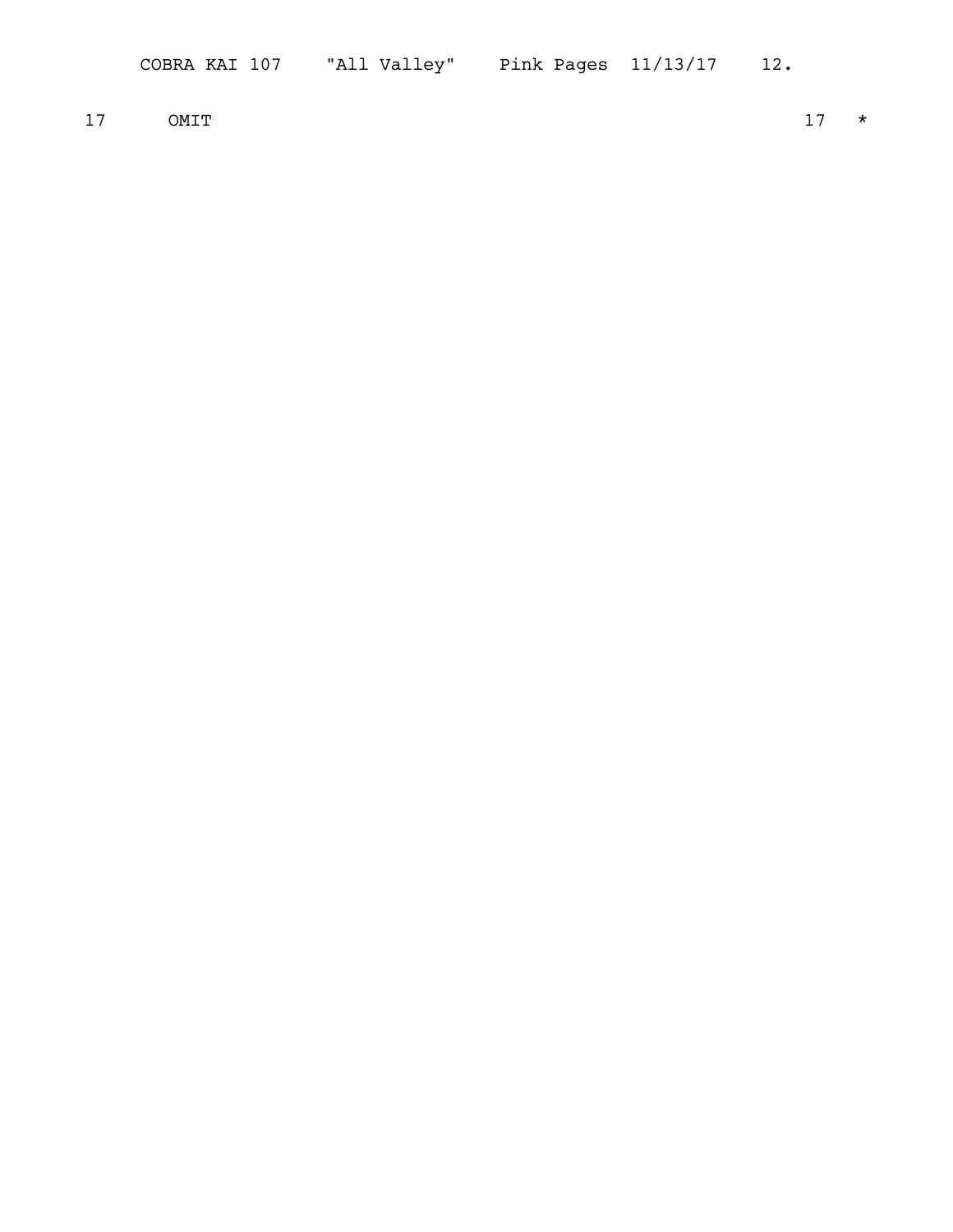17 OMIT 17 *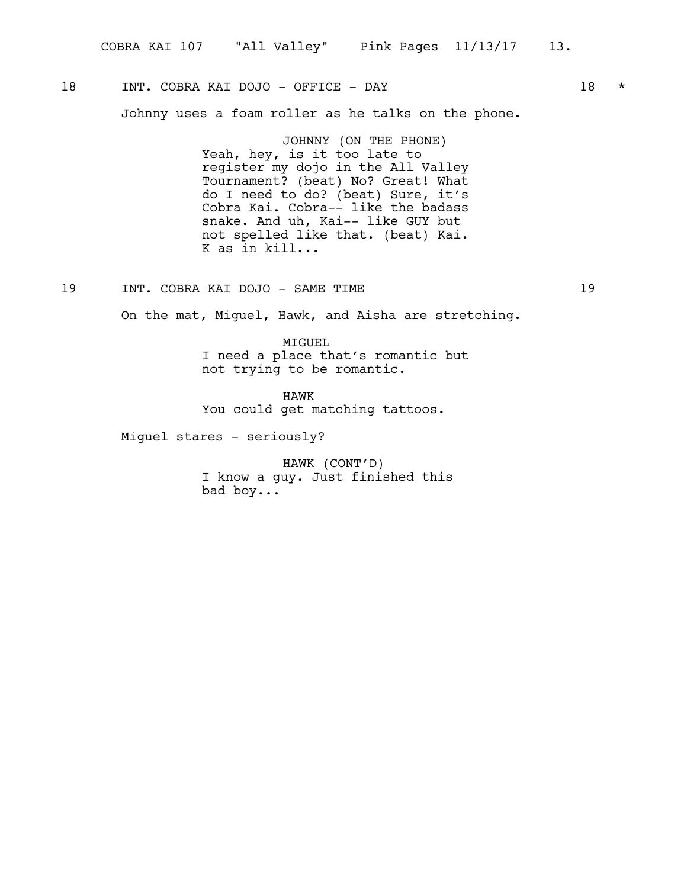18 INT. COBRA KAI DOJO - OFFICE - DAY 18 *

Johnny uses a foam roller as he talks on the phone.

JOHNNY (ON THE PHONE)
Yeah, hey, is it too late to register my dojo in the All Valley Tournament? (beat) No? Great! What do I need to do? (beat) Sure, it's Cobra Kai. Cobra-- like the badass snake. And uh, Kai-- like GUY but not spelled like that. (beat) Kai. K as in kill...

19 INT. COBRA KAI DOJO - SAME TIME 19

On the mat, Miguel, Hawk, and Aisha are stretching.

MIGUEL
I need a place that's romantic but not trying to be romantic.

HAWK
You could get matching tattoos.

Miguel stares - seriously?

HAWK (CONT'D)
I know a guy. Just finished this bad boy...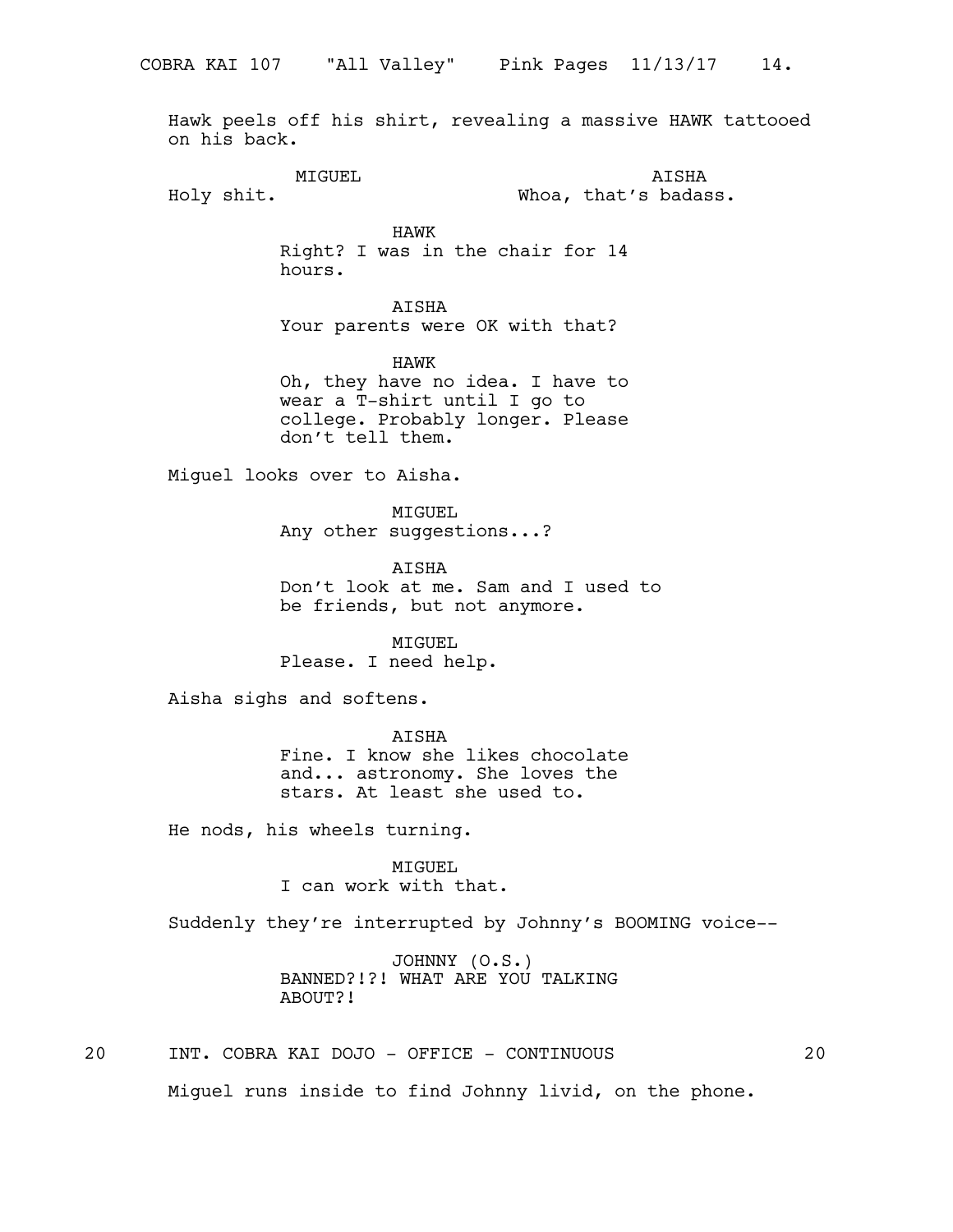Hawk peels off his shirt, revealing a massive HAWK tattooed on his back.

MIGUEL
Holy shit.

AISHA
Whoa, that's badass.

HAWK
Right? I was in the chair for 14 hours.

AISHA
Your parents were OK with that?

HAWK
Oh, they have no idea. I have to wear a T-shirt until I go to college. Probably longer. Please don't tell them.

Miguel looks over to Aisha.

MIGUEL
Any other suggestions...?

AISHA
Don't look at me. Sam and I used to be friends, but not anymore.

MIGUEL
Please. I need help.

Aisha sighs and softens.

AISHA
Fine. I know she likes chocolate and... astronomy. She loves the stars. At least she used to.

He nods, his wheels turning.

MIGUEL
I can work with that.

Suddenly they're interrupted by Johnny's BOOMING voice--

JOHNNY (O.S.)
BANNED?!?! WHAT ARE YOU TALKING ABOUT?!

20 INT. COBRA KAI DOJO - OFFICE - CONTINUOUS 20

Miguel runs inside to find Johnny livid, on the phone.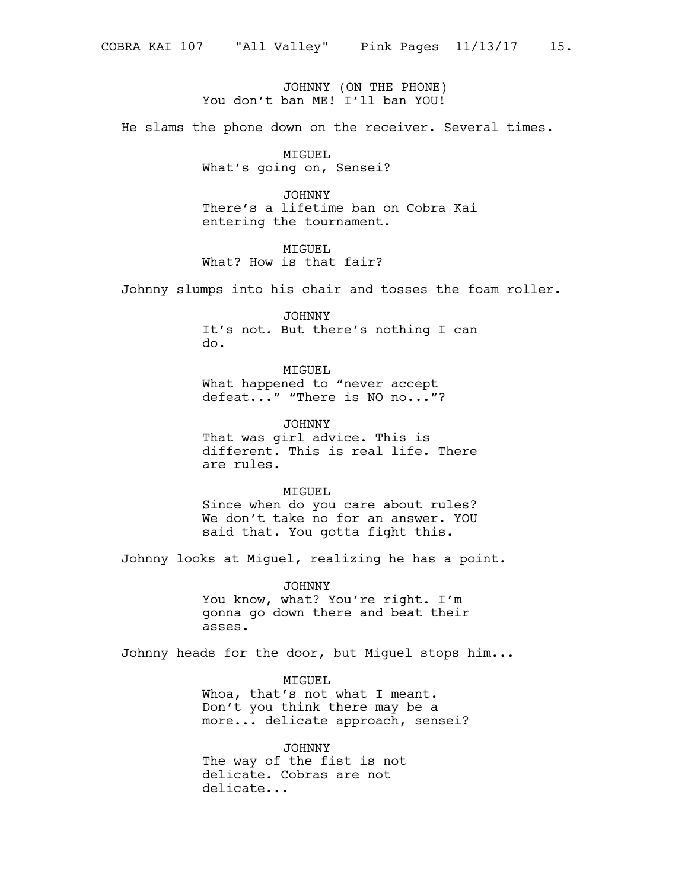JOHNNY (ON THE PHONE)
You don't ban ME! I'll ban YOU!

He slams the phone down on the receiver. Several times.

MIGUEL
What's going on, Sensei?

JOHNNY
There's a lifetime ban on Cobra Kai entering the tournament.

MIGUEL
What? How is that fair?

Johnny slumps into his chair and tosses the foam roller.

JOHNNY
It's not. But there's nothing I can do.

MIGUEL
What happened to "never accept defeat..." "There is NO no..."?

JOHNNY
That was girl advice. This is different. This is real life. There are rules.

MIGUEL
Since when do you care about rules? We don't take no for an answer. YOU said that. You gotta fight this.

Johnny looks at Miguel, realizing he has a point.

JOHNNY
You know, what? You're right. I'm gonna go down there and beat their asses.

Johnny heads for the door, but Miguel stops him...

MIGUEL
Whoa, that's not what I meant. Don't you think there may be a more... delicate approach, sensei?

JOHNNY
The way of the fist is not delicate. Cobras are not delicate...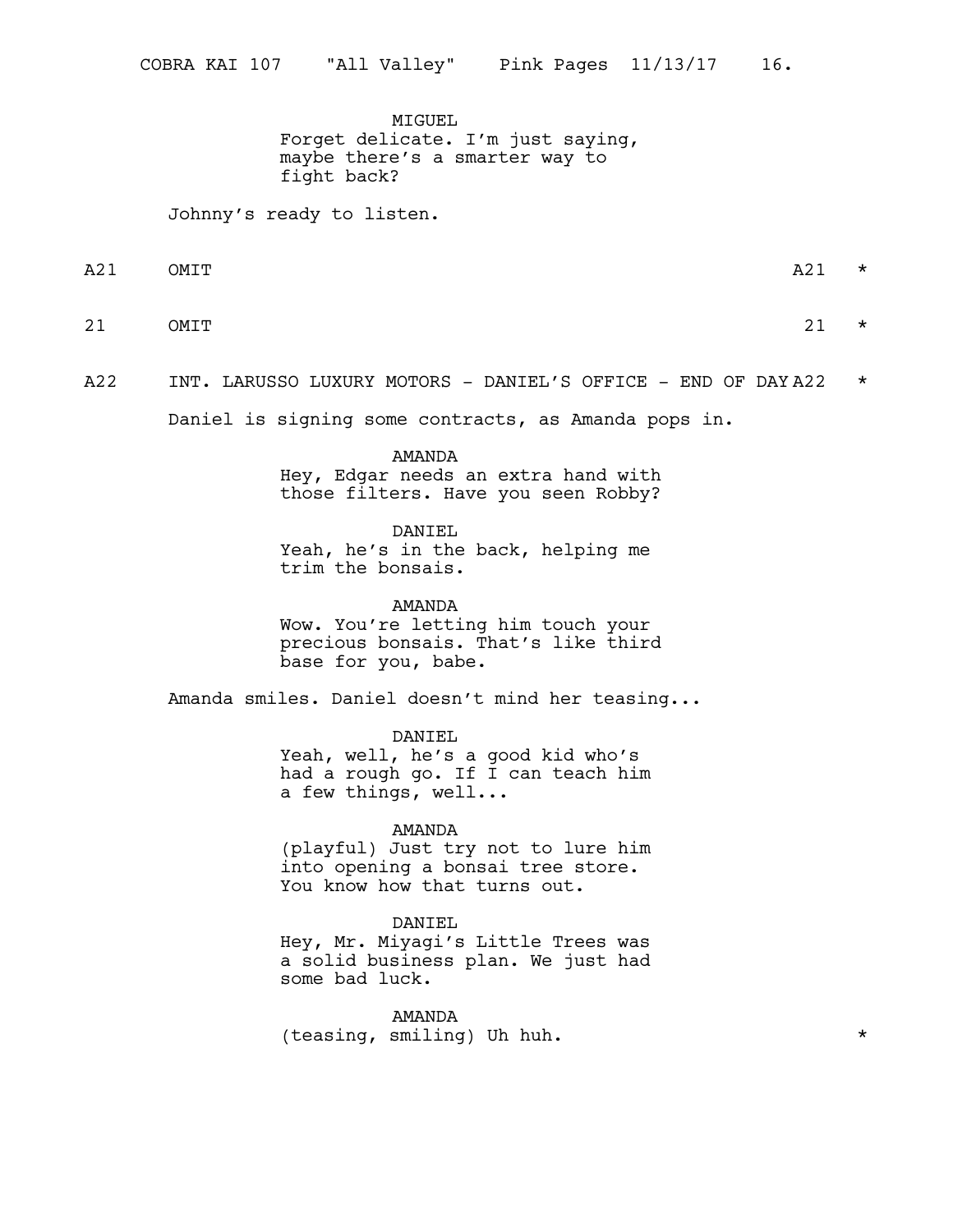MIGUEL
Forget delicate. I'm just saying, maybe there's a smarter way to fight back?

Johnny's ready to listen.

A21 OMIT A21 *

21 OMIT 21 *

A22 INT. LARUSSO LUXURY MOTORS - DANIEL'S OFFICE - END OF DAY A22 *

Daniel is signing some contracts, as Amanda pops in.

AMANDA
Hey, Edgar needs an extra hand with those filters. Have you seen Robby?

DANIEL
Yeah, he's in the back, helping me trim the bonsais.

AMANDA
Wow. You're letting him touch your precious bonsais. That's like third base for you, babe.

Amanda smiles. Daniel doesn't mind her teasing...

DANIEL
Yeah, well, he's a good kid who's had a rough go. If I can teach him a few things, well...

AMANDA
(playful) Just try not to lure him into opening a bonsai tree store. You know how that turns out.

DANIEL
Hey, Mr. Miyagi's Little Trees was a solid business plan. We just had some bad luck.

AMANDA
(teasing, smiling) Uh huh. *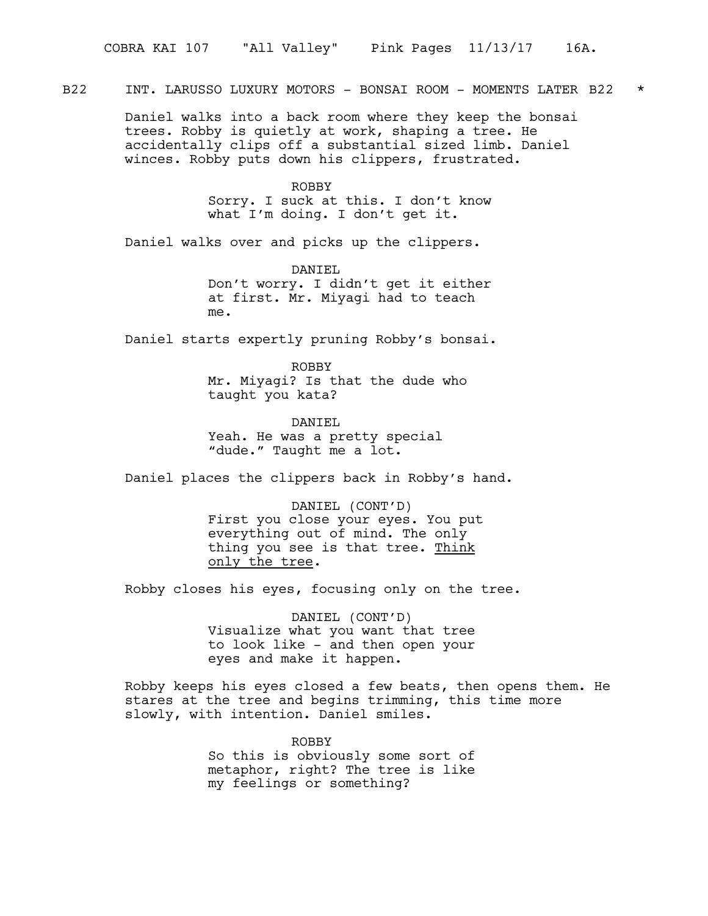B22 INT. LARUSSO LUXURY MOTORS - BONSAI ROOM - MOMENTS LATER B22 *

Daniel walks into a back room where they keep the bonsai trees. Robby is quietly at work, shaping a tree. He accidentally clips off a substantial sized limb. Daniel winces. Robby puts down his clippers, frustrated.

ROBBY
Sorry. I suck at this. I don't know what I'm doing. I don't get it.

Daniel walks over and picks up the clippers.

DANIEL
Don't worry. I didn't get it either at first. Mr. Miyagi had to teach me.

Daniel starts expertly pruning Robby's bonsai.

ROBBY
Mr. Miyagi? Is that the dude who taught you kata?

DANIEL
Yeah. He was a pretty special "dude." Taught me a lot.

Daniel places the clippers back in Robby's hand.

DANIEL (CONT'D)
First you close your eyes. You put everything out of mind. The only thing you see is that tree. <u>Think only the tree</u>.

Robby closes his eyes, focusing only on the tree.

DANIEL (CONT'D)
Visualize what you want that tree to look like - and then open your eyes and make it happen.

Robby keeps his eyes closed a few beats, then opens them. He stares at the tree and begins trimming, this time more slowly, with intention. Daniel smiles.

ROBBY
So this is obviously some sort of metaphor, right? The tree is like my feelings or something?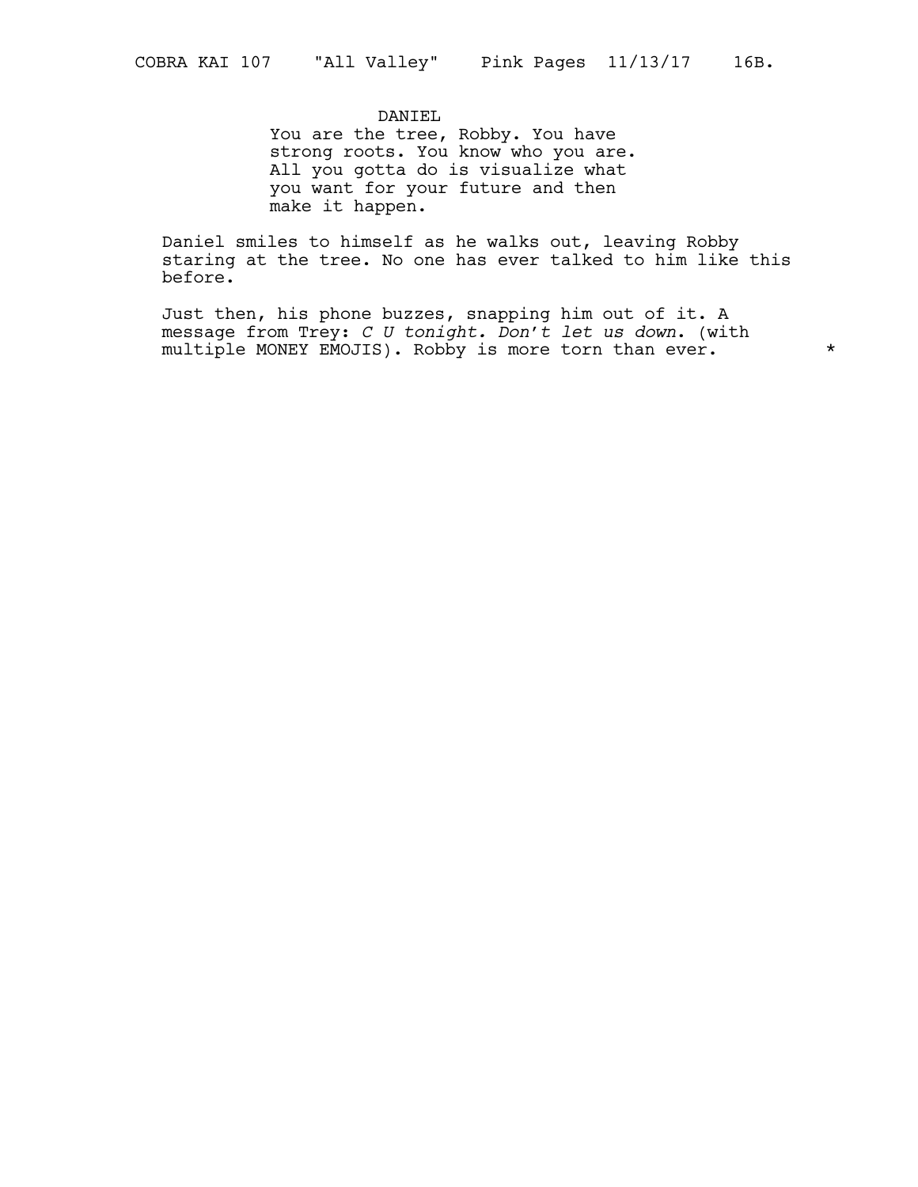DANIEL

You are the tree, Robby. You have strong roots. You know who you are. All you gotta do is visualize what you want for your future and then make it happen.

Daniel smiles to himself as he walks out, leaving Robby staring at the tree. No one has ever talked to him like this before.

Just then, his phone buzzes, snapping him out of it. A message from Trey: *C U tonight. Don't let us down*. (with multiple MONEY EMOJIS). Robby is more torn than ever. *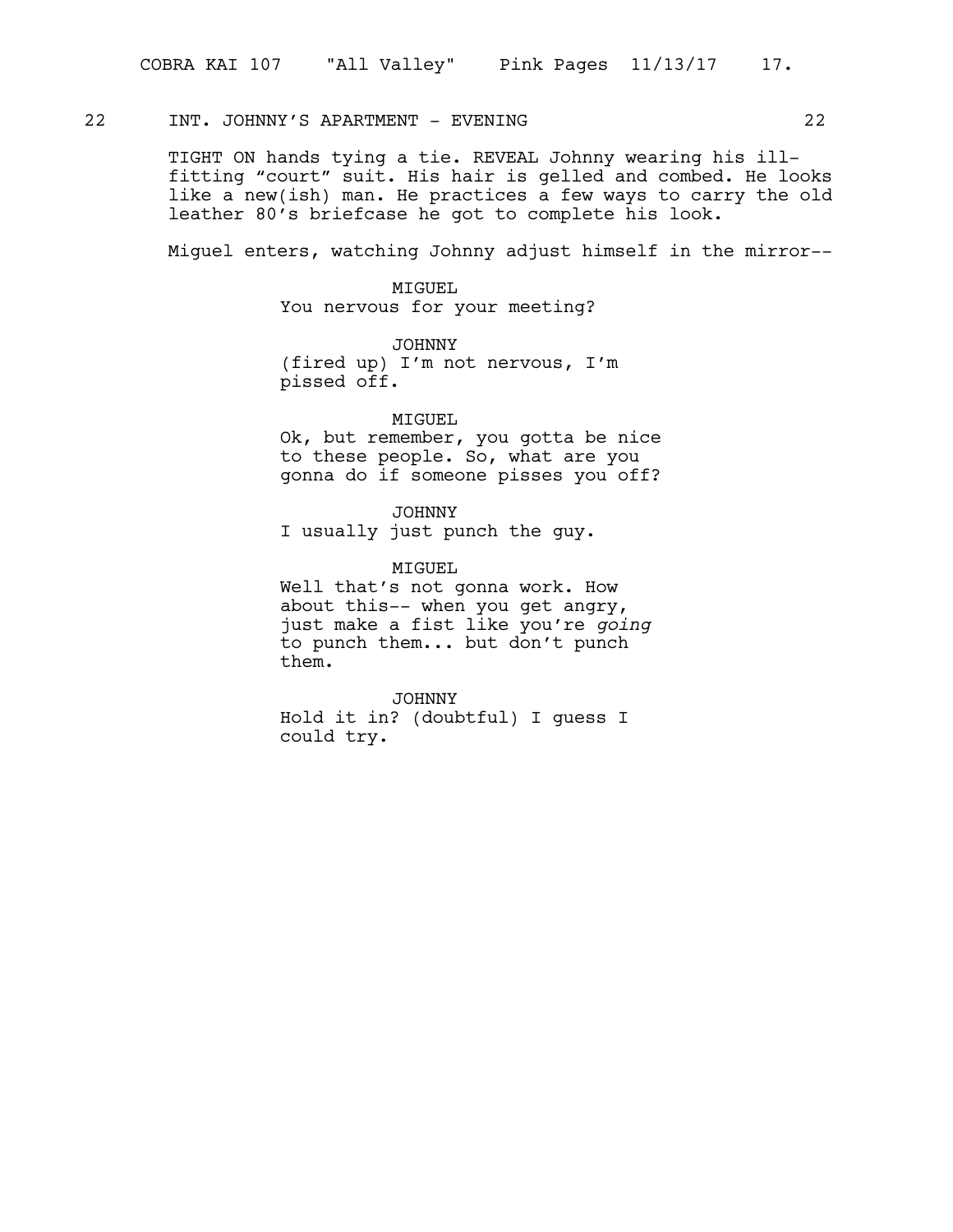22 INT. JOHNNY'S APARTMENT - EVENING 22

TIGHT ON hands tying a tie. REVEAL Johnny wearing his ill-fitting “court” suit. His hair is gelled and combed. He looks like a new(ish) man. He practices a few ways to carry the old leather 80's briefcase he got to complete his look.

Miguel enters, watching Johnny adjust himself in the mirror--

MIGUEL
You nervous for your meeting?

JOHNNY
(fired up) I'm not nervous, I'm pissed off.

MIGUEL
Ok, but remember, you gotta be nice to these people. So, what are you gonna do if someone pisses you off?

JOHNNY
I usually just punch the guy.

MIGUEL
Well that's not gonna work. How about this-- when you get angry, just make a fist like you're *going* to punch them... but don't punch them.

JOHNNY
Hold it in? (doubtful) I guess I could try.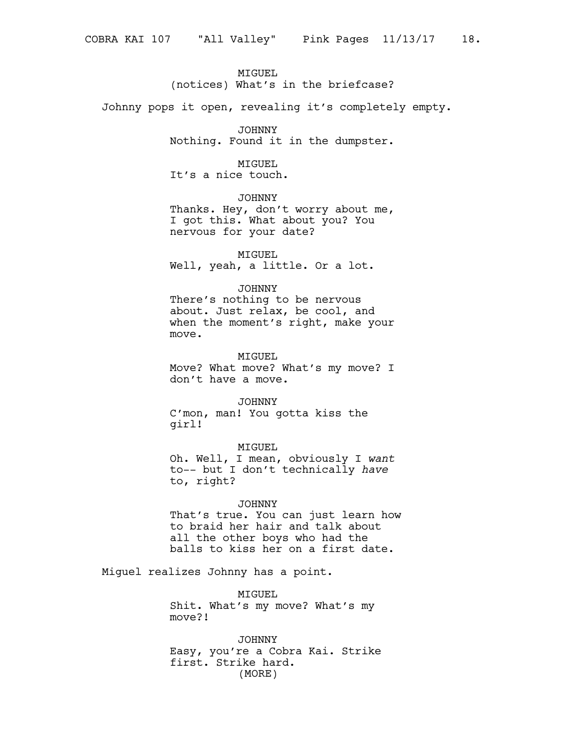MIGUEL
(notices) What's in the briefcase?

Johnny pops it open, revealing it's completely empty.

JOHNNY
Nothing. Found it in the dumpster.

MIGUEL
It's a nice touch.

JOHNNY
Thanks. Hey, don't worry about me, I got this. What about you? You nervous for your date?

MIGUEL
Well, yeah, a little. Or a lot.

JOHNNY
There's nothing to be nervous about. Just relax, be cool, and when the moment's right, make your move.

MIGUEL
Move? What move? What's my move? I don't have a move.

JOHNNY
C'mon, man! You gotta kiss the girl!

MIGUEL
Oh. Well, I mean, obviously I *want* to-- but I don't technically *have* to, right?

JOHNNY
That's true. You can just learn how to braid her hair and talk about all the other boys who had the balls to kiss her on a first date.

Miguel realizes Johnny has a point.

MIGUEL
Shit. What's my move? What's my move?!

JOHNNY
Easy, you're a Cobra Kai. Strike first. Strike hard.
(MORE)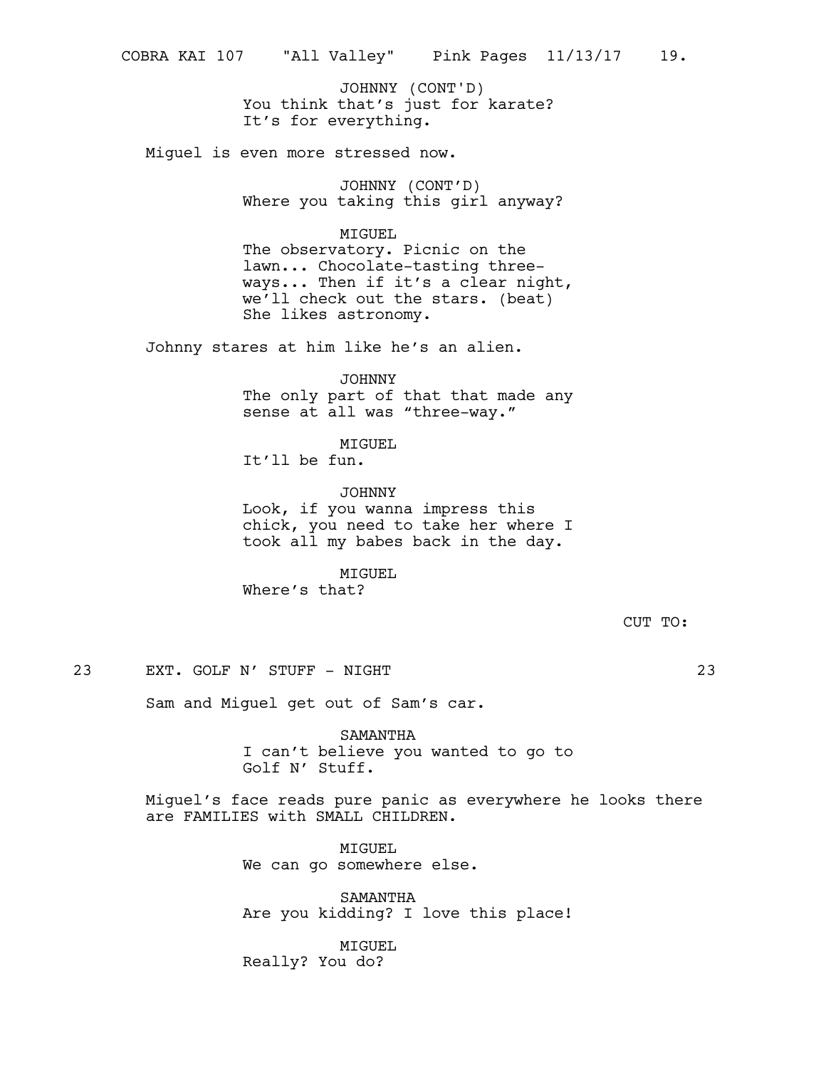JOHNNY (CONT'D)
You think that's just for karate? It's for everything.

Miguel is even more stressed now.

JOHNNY (CONT'D)
Where you taking this girl anyway?

MIGUEL
The observatory. Picnic on the lawn... Chocolate-tasting three-ways... Then if it's a clear night, we'll check out the stars. (beat) She likes astronomy.

Johnny stares at him like he's an alien.

JOHNNY
The only part of that that made any sense at all was "three-way."

MIGUEL
It'll be fun.

JOHNNY
Look, if you wanna impress this chick, you need to take her where I took all my babes back in the day.

MIGUEL
Where's that?

CUT TO:

23 EXT. GOLF N' STUFF - NIGHT 23

Sam and Miguel get out of Sam's car.

SAMANTHA
I can't believe you wanted to go to Golf N' Stuff.

Miguel's face reads pure panic as everywhere he looks there are FAMILIES with SMALL CHILDREN.

MIGUEL
We can go somewhere else.

SAMANTHA
Are you kidding? I love this place!

MIGUEL
Really? You do?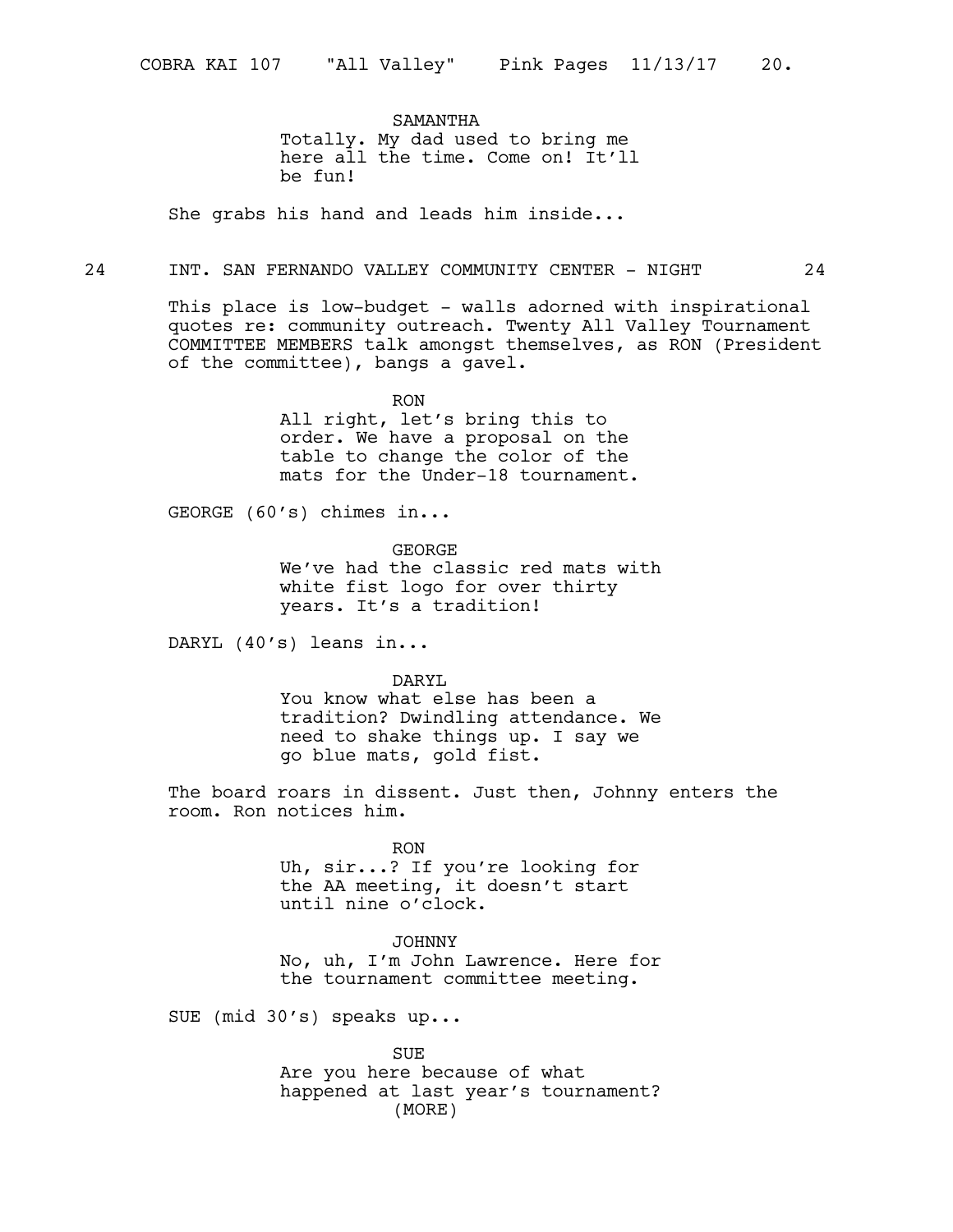SAMANTHA

Totally. My dad used to bring me here all the time. Come on! It'll be fun!

She grabs his hand and leads him inside...

24 INT. SAN FERNANDO VALLEY COMMUNITY CENTER - NIGHT 24

This place is low-budget - walls adorned with inspirational quotes re: community outreach. Twenty All Valley Tournament COMMITTEE MEMBERS talk amongst themselves, as RON (President of the committee), bangs a gavel.

RON

All right, let's bring this to order. We have a proposal on the table to change the color of the mats for the Under-18 tournament.

GEORGE (60's) chimes in...

GEORGE

We've had the classic red mats with white fist logo for over thirty years. It's a tradition!

DARYL (40's) leans in...

DARYL

You know what else has been a tradition? Dwindling attendance. We need to shake things up. I say we go blue mats, gold fist.

The board roars in dissent. Just then, Johnny enters the room. Ron notices him.

RON

Uh, sir...? If you're looking for the AA meeting, it doesn't start until nine o'clock.

JOHNNY

No, uh, I'm John Lawrence. Here for the tournament committee meeting.

SUE (mid 30's) speaks up...

SUE

Are you here because of what happened at last year's tournament?

(MORE)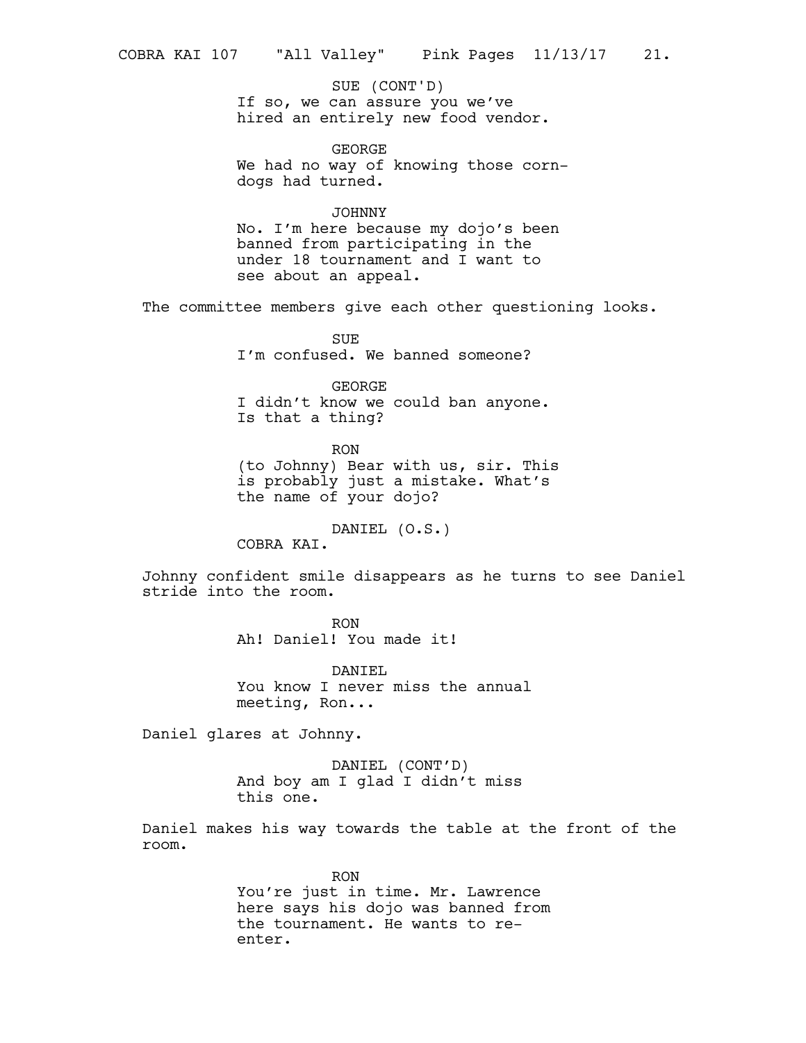SUE (CONT'D)
If so, we can assure you we've hired an entirely new food vendor.

GEORGE
We had no way of knowing those corn-dogs had turned.

JOHNNY
No. I'm here because my dojo's been banned from participating in the under 18 tournament and I want to see about an appeal.

The committee members give each other questioning looks.

SUE
I'm confused. We banned someone?

GEORGE
I didn't know we could ban anyone. Is that a thing?

RON
(to Johnny) Bear with us, sir. This is probably just a mistake. What's the name of your dojo?

DANIEL (O.S.)
COBRA KAI.

Johnny confident smile disappears as he turns to see Daniel stride into the room.

RON
Ah! Daniel! You made it!

DANIEL
You know I never miss the annual meeting, Ron...

Daniel glares at Johnny.

DANIEL (CONT'D)
And boy am I glad I didn't miss this one.

Daniel makes his way towards the table at the front of the room.

RON
You're just in time. Mr. Lawrence here says his dojo was banned from the tournament. He wants to re-enter.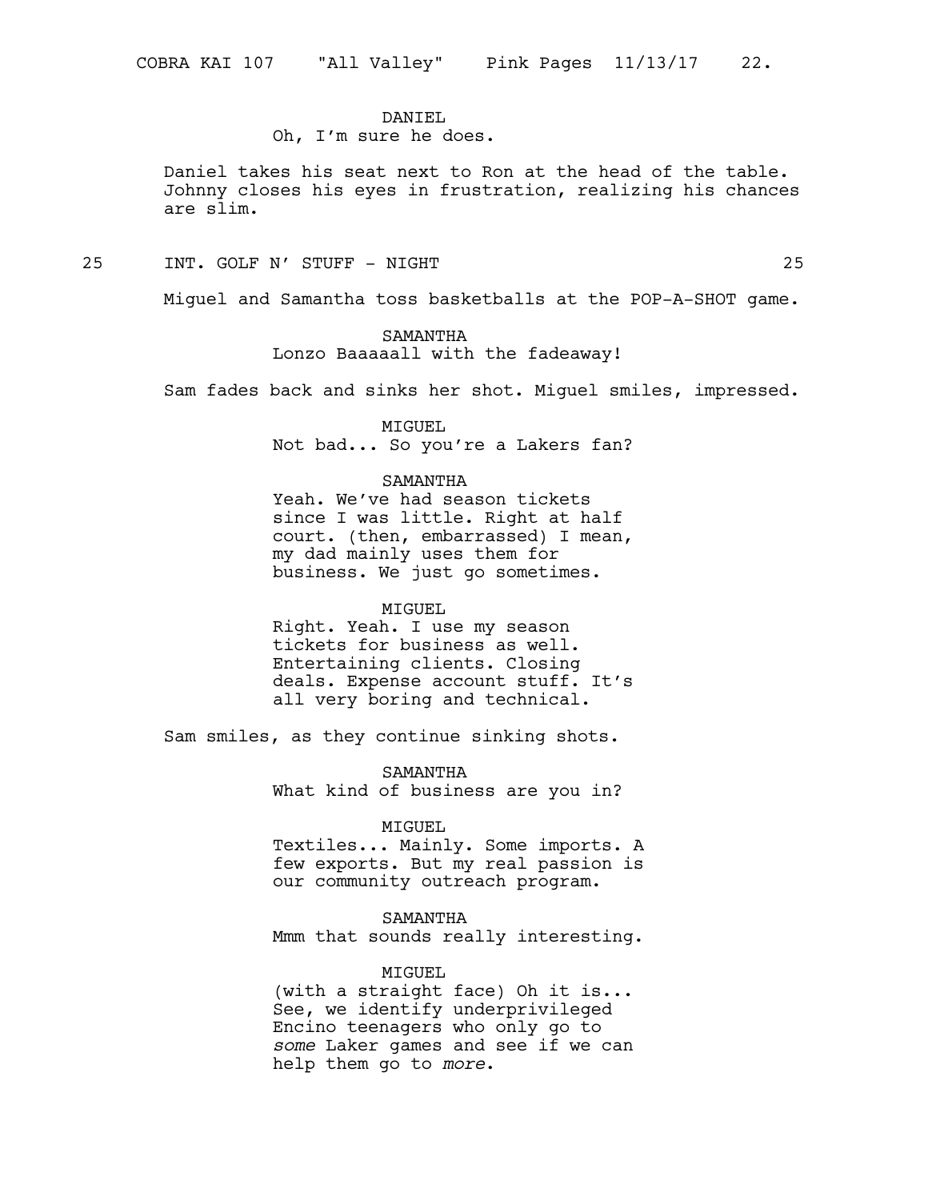DANIEL
Oh, I'm sure he does.

Daniel takes his seat next to Ron at the head of the table. Johnny closes his eyes in frustration, realizing his chances are slim.

25 INT. GOLF N' STUFF - NIGHT 25

Miguel and Samantha toss basketballs at the POP-A-SHOT game.

SAMANTHA
Lonzo Baaaaall with the fadeaway!

Sam fades back and sinks her shot. Miguel smiles, impressed.

MIGUEL
Not bad... So you're a Lakers fan?

SAMANTHA
Yeah. We've had season tickets since I was little. Right at half court. (then, embarrassed) I mean, my dad mainly uses them for business. We just go sometimes.

MIGUEL
Right. Yeah. I use my season tickets for business as well. Entertaining clients. Closing deals. Expense account stuff. It's all very boring and technical.

Sam smiles, as they continue sinking shots.

SAMANTHA
What kind of business are you in?

MIGUEL
Textiles... Mainly. Some imports. A few exports. But my real passion is our community outreach program.

SAMANTHA
Mmm that sounds really interesting.

MIGUEL
(with a straight face) Oh it is... See, we identify underprivileged Encino teenagers who only go to *some* Laker games and see if we can help them go to *more*.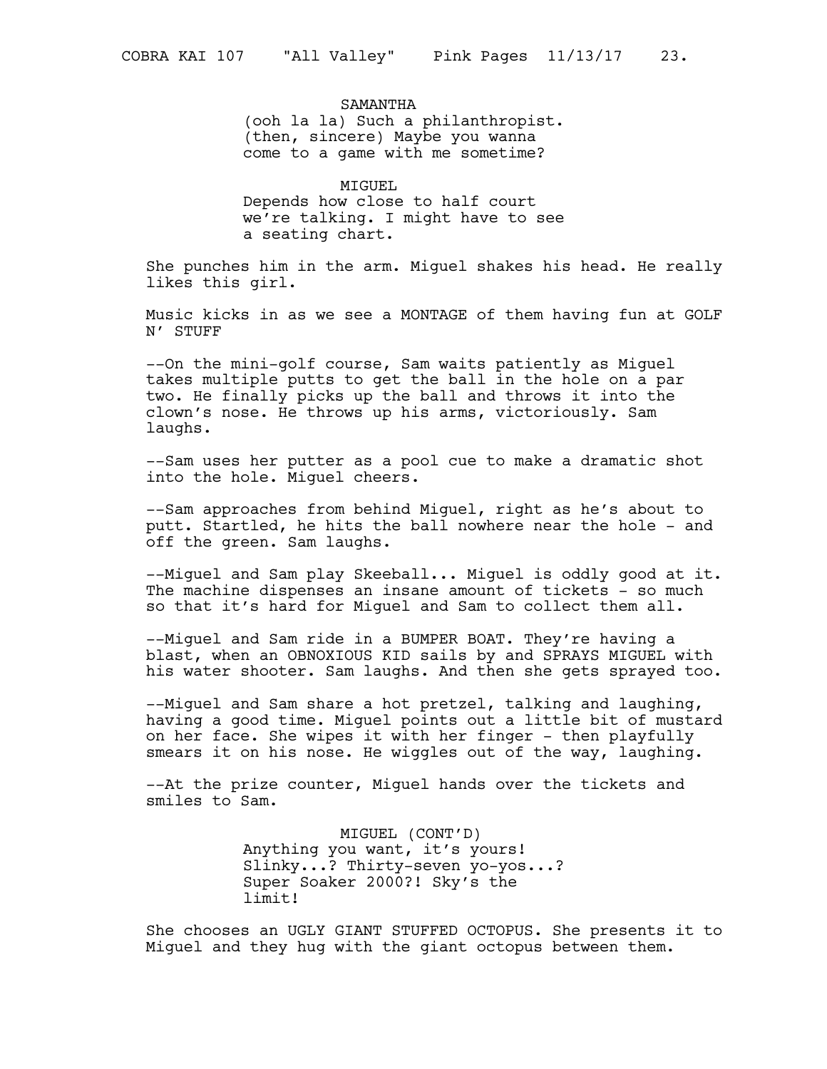SAMANTHA

(ooh la la) Such a philanthropist. (then, sincere) Maybe you wanna come to a game with me sometime?

MIGUEL

Depends how close to half court we're talking. I might have to see a seating chart.

She punches him in the arm. Miguel shakes his head. He really likes this girl.

Music kicks in as we see a MONTAGE of them having fun at GOLF N' STUFF

--On the mini-golf course, Sam waits patiently as Miguel takes multiple putts to get the ball in the hole on a par two. He finally picks up the ball and throws it into the clown's nose. He throws up his arms, victoriously. Sam laughs.

--Sam uses her putter as a pool cue to make a dramatic shot into the hole. Miguel cheers.

--Sam approaches from behind Miguel, right as he's about to putt. Startled, he hits the ball nowhere near the hole - and off the green. Sam laughs.

--Miguel and Sam play Skeeball... Miguel is oddly good at it. The machine dispenses an insane amount of tickets - so much so that it's hard for Miguel and Sam to collect them all.

--Miguel and Sam ride in a BUMPER BOAT. They're having a blast, when an OBNOXIOUS KID sails by and SPRAYS MIGUEL with his water shooter. Sam laughs. And then she gets sprayed too.

--Miguel and Sam share a hot pretzel, talking and laughing, having a good time. Miguel points out a little bit of mustard on her face. She wipes it with her finger - then playfully smears it on his nose. He wiggles out of the way, laughing.

--At the prize counter, Miguel hands over the tickets and smiles to Sam.

MIGUEL (CONT'D)

Anything you want, it's yours! Slinky...? Thirty-seven yo-yos...? Super Soaker 2000?! Sky's the limit!

She chooses an UGLY GIANT STUFFED OCTOPUS. She presents it to Miguel and they hug with the giant octopus between them.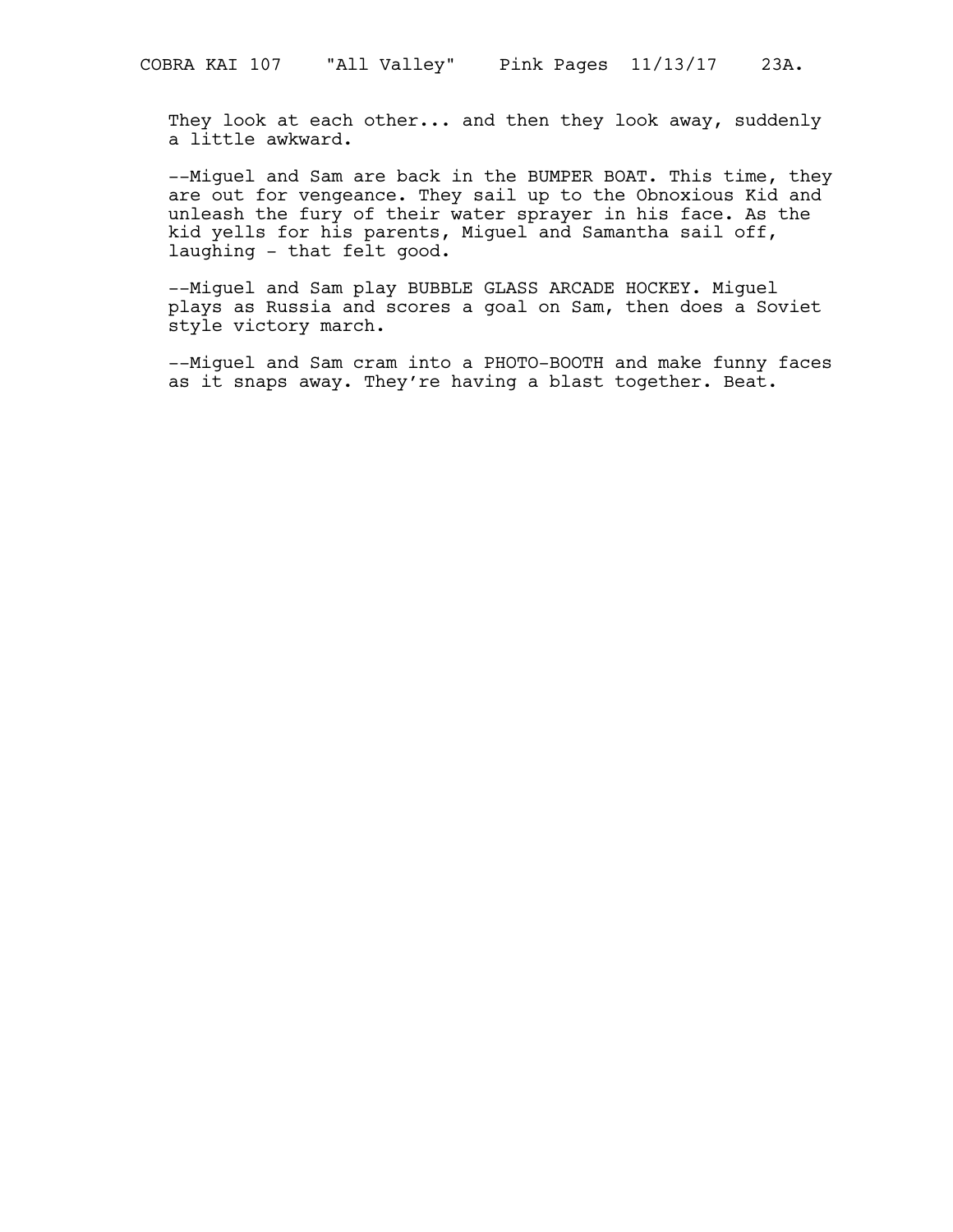They look at each other... and then they look away, suddenly a little awkward.

--Miguel and Sam are back in the BUMPER BOAT. This time, they are out for vengeance. They sail up to the Obnoxious Kid and unleash the fury of their water sprayer in his face. As the kid yells for his parents, Miguel and Samantha sail off, laughing - that felt good.

--Miguel and Sam play BUBBLE GLASS ARCADE HOCKEY. Miguel plays as Russia and scores a goal on Sam, then does a Soviet style victory march.

--Miguel and Sam cram into a PHOTO-BOOTH and make funny faces as it snaps away. They're having a blast together. Beat.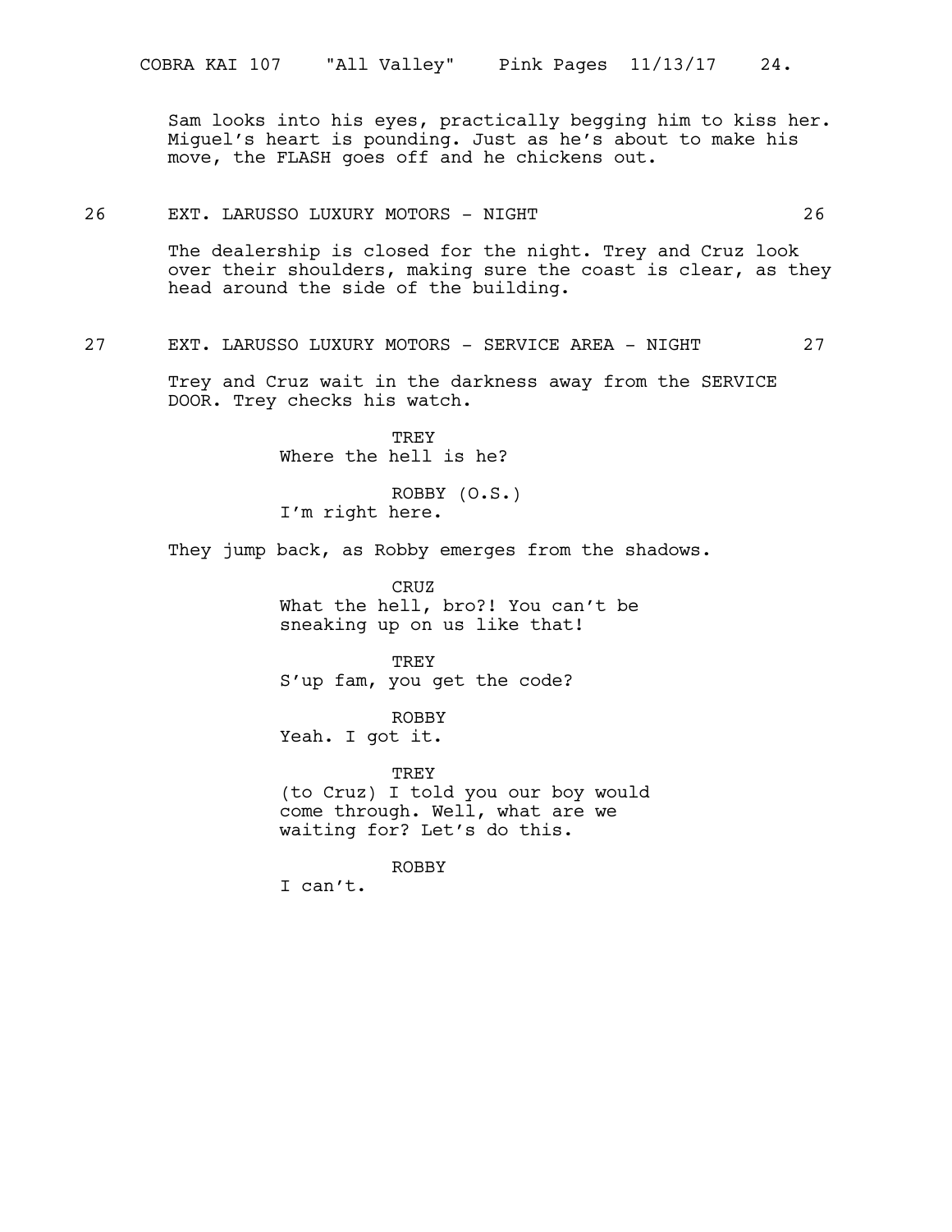Sam looks into his eyes, practically begging him to kiss her. Miguel's heart is pounding. Just as he's about to make his move, the FLASH goes off and he chickens out.

26 EXT. LARUSSO LUXURY MOTORS - NIGHT 26

The dealership is closed for the night. Trey and Cruz look over their shoulders, making sure the coast is clear, as they head around the side of the building.

27 EXT. LARUSSO LUXURY MOTORS - SERVICE AREA - NIGHT 27

Trey and Cruz wait in the darkness away from the SERVICE DOOR. Trey checks his watch.

TREY
Where the hell is he?

ROBBY (O.S.)
I'm right here.

They jump back, as Robby emerges from the shadows.

CRUZ
What the hell, bro?! You can't be sneaking up on us like that!

TREY
S'up fam, you get the code?

ROBBY
Yeah. I got it.

TREY
(to Cruz) I told you our boy would come through. Well, what are we waiting for? Let's do this.

ROBBY
I can't.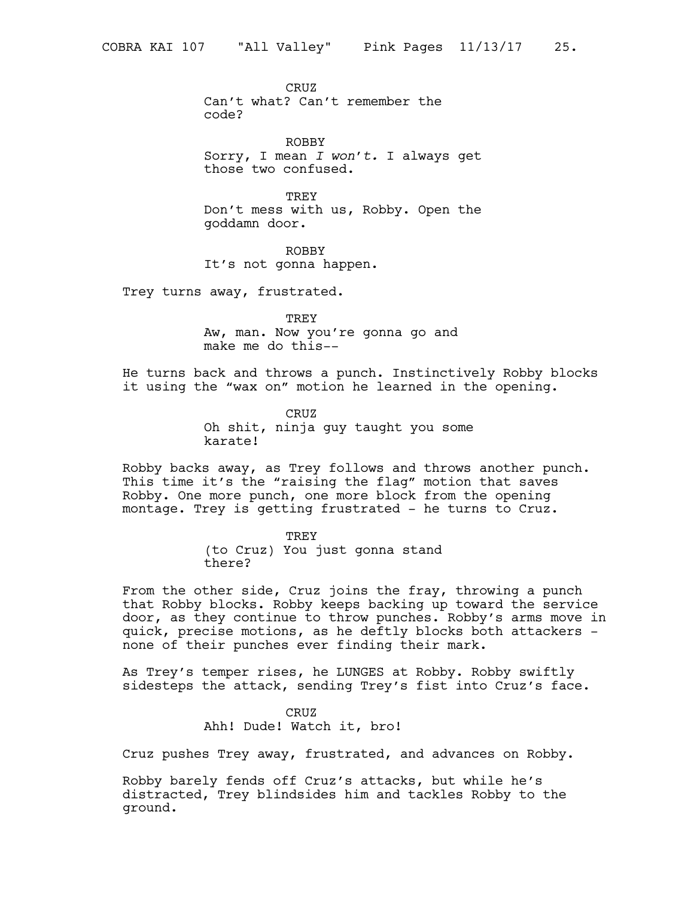CRUZ
Can't what? Can't remember the code?

ROBBY
Sorry, I mean *I won't.* I always get those two confused.

TREY
Don't mess with us, Robby. Open the goddamn door.

ROBBY
It's not gonna happen.

Trey turns away, frustrated.

TREY
Aw, man. Now you're gonna go and make me do this--

He turns back and throws a punch. Instinctively Robby blocks it using the "wax on" motion he learned in the opening.

CRUZ
Oh shit, ninja guy taught you some karate!

Robby backs away, as Trey follows and throws another punch. This time it's the "raising the flag" motion that saves Robby. One more punch, one more block from the opening montage. Trey is getting frustrated - he turns to Cruz.

TREY
(to Cruz) You just gonna stand there?

From the other side, Cruz joins the fray, throwing a punch that Robby blocks. Robby keeps backing up toward the service door, as they continue to throw punches. Robby's arms move in quick, precise motions, as he deftly blocks both attackers - none of their punches ever finding their mark.

As Trey's temper rises, he LUNGES at Robby. Robby swiftly sidesteps the attack, sending Trey's fist into Cruz's face.

CRUZ
Ahh! Dude! Watch it, bro!

Cruz pushes Trey away, frustrated, and advances on Robby.

Robby barely fends off Cruz's attacks, but while he's distracted, Trey blindsides him and tackles Robby to the ground.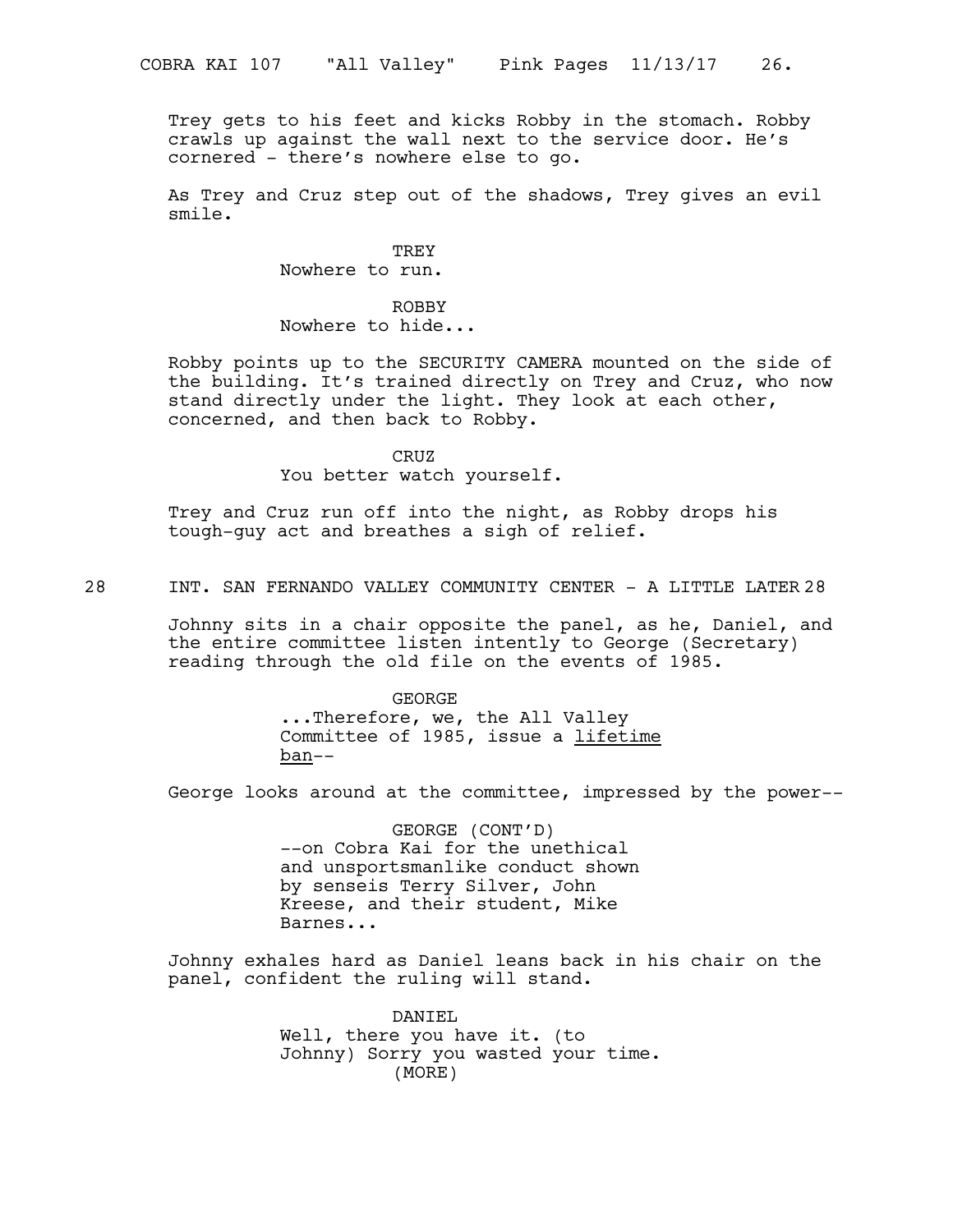Trey gets to his feet and kicks Robby in the stomach. Robby crawls up against the wall next to the service door. He's cornered - there's nowhere else to go.

As Trey and Cruz step out of the shadows, Trey gives an evil smile.

TREY
Nowhere to run.

ROBBY
Nowhere to hide...

Robby points up to the SECURITY CAMERA mounted on the side of the building. It's trained directly on Trey and Cruz, who now stand directly under the light. They look at each other, concerned, and then back to Robby.

CRUZ
You better watch yourself.

Trey and Cruz run off into the night, as Robby drops his tough-guy act and breathes a sigh of relief.

28 INT. SAN FERNANDO VALLEY COMMUNITY CENTER - A LITTLE LATER 28

Johnny sits in a chair opposite the panel, as he, Daniel, and the entire committee listen intently to George (Secretary) reading through the old file on the events of 1985.

GEORGE
...Therefore, we, the All Valley Committee of 1985, issue a <u>lifetime ban</u>--

George looks around at the committee, impressed by the power--

GEORGE (CONT'D)
--on Cobra Kai for the unethical and unsportsmanlike conduct shown by senseis Terry Silver, John Kreese, and their student, Mike Barnes...

Johnny exhales hard as Daniel leans back in his chair on the panel, confident the ruling will stand.

DANIEL
Well, there you have it. (to Johnny) Sorry you wasted your time.
(MORE)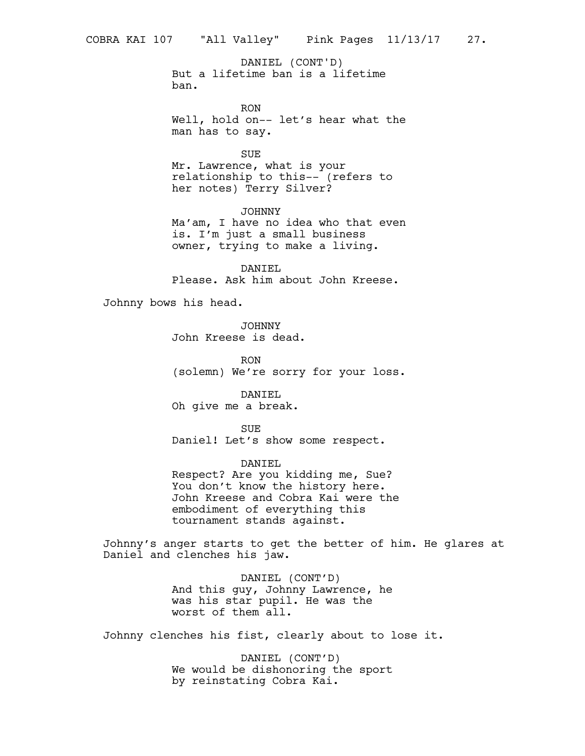DANIEL (CONT'D)
But a lifetime ban is a lifetime ban.

RON
Well, hold on-- let's hear what the man has to say.

SUE
Mr. Lawrence, what is your relationship to this-- (refers to her notes) Terry Silver?

JOHNNY
Ma'am, I have no idea who that even is. I'm just a small business owner, trying to make a living.

DANIEL
Please. Ask him about John Kreese.

Johnny bows his head.

JOHNNY
John Kreese is dead.

RON
(solemn) We're sorry for your loss.

DANIEL
Oh give me a break.

SUE
Daniel! Let's show some respect.

DANIEL
Respect? Are you kidding me, Sue? You don't know the history here. John Kreese and Cobra Kai were the embodiment of everything this tournament stands against.

Johnny's anger starts to get the better of him. He glares at Daniel and clenches his jaw.

DANIEL (CONT'D)
And this guy, Johnny Lawrence, he was his star pupil. He was the worst of them all.

Johnny clenches his fist, clearly about to lose it.

DANIEL (CONT'D)
We would be dishonoring the sport by reinstating Cobra Kai.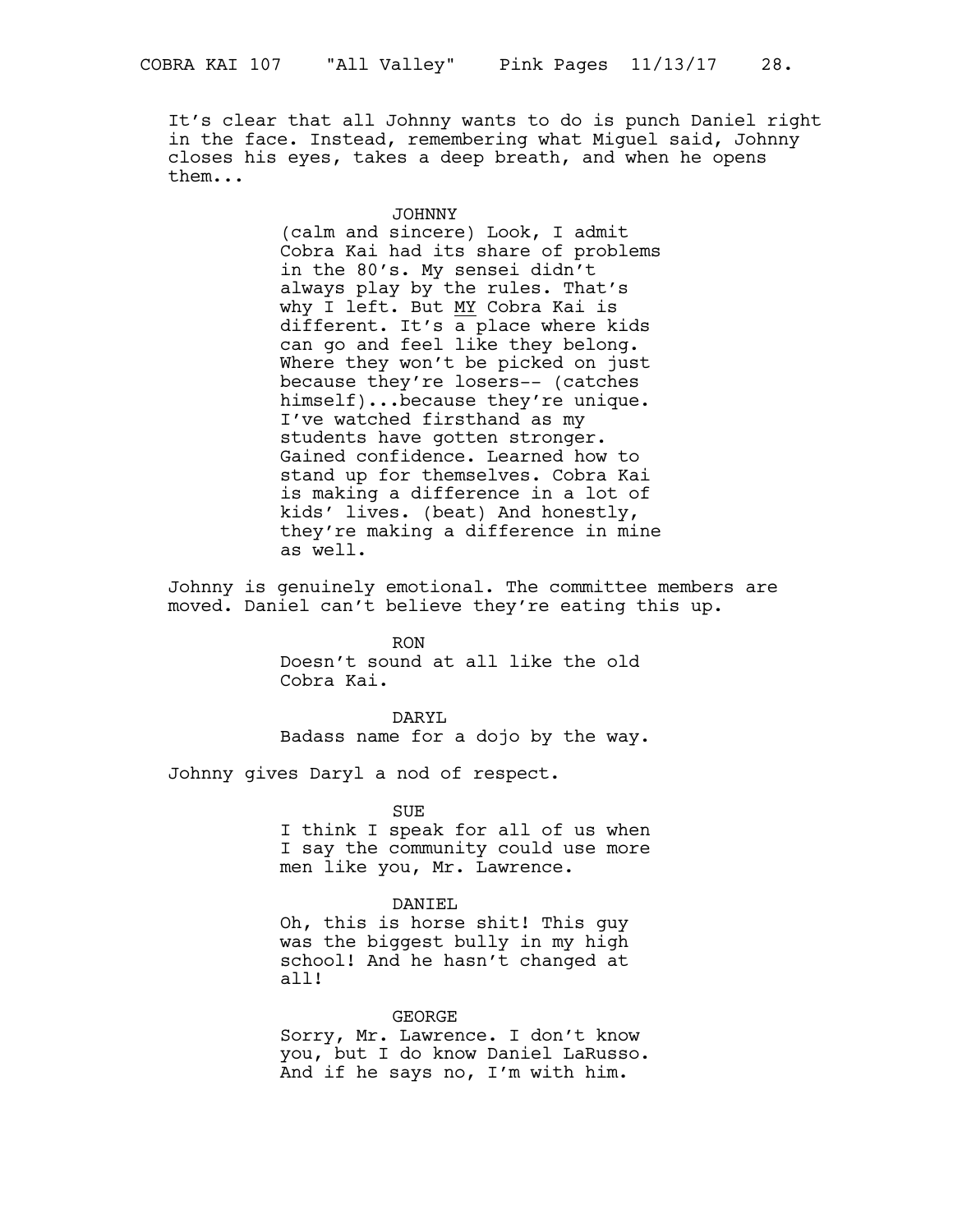It's clear that all Johnny wants to do is punch Daniel right in the face. Instead, remembering what Miguel said, Johnny closes his eyes, takes a deep breath, and when he opens them...

JOHNNY

(calm and sincere) Look, I admit Cobra Kai had its share of problems in the 80's. My sensei didn't always play by the rules. That's why I left. But <u>MY</u> Cobra Kai is different. It's a place where kids can go and feel like they belong. Where they won't be picked on just because they're losers-- (catches himself)...because they're unique. I've watched firsthand as my students have gotten stronger. Gained confidence. Learned how to stand up for themselves. Cobra Kai is making a difference in a lot of kids' lives. (beat) And honestly, they're making a difference in mine as well.

Johnny is genuinely emotional. The committee members are moved. Daniel can't believe they're eating this up.

RON

Doesn't sound at all like the old Cobra Kai.

DARYL

Badass name for a dojo by the way.

Johnny gives Daryl a nod of respect.

SUE

I think I speak for all of us when I say the community could use more men like you, Mr. Lawrence.

DANIEL

Oh, this is horse shit! This guy was the biggest bully in my high school! And he hasn't changed at all!

GEORGE

Sorry, Mr. Lawrence. I don't know you, but I do know Daniel LaRusso. And if he says no, I'm with him.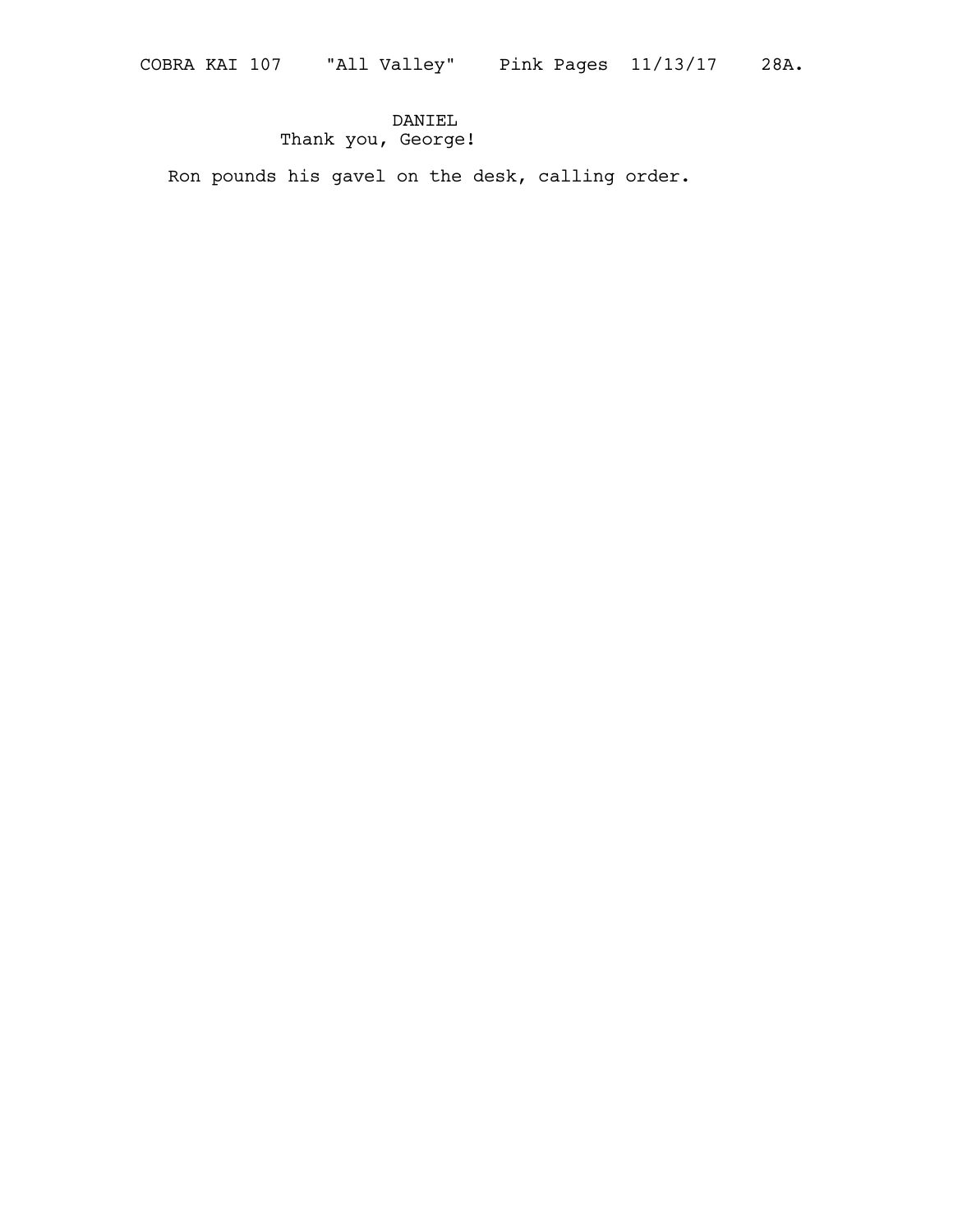DANIEL
Thank you, George!

Ron pounds his gavel on the desk, calling order.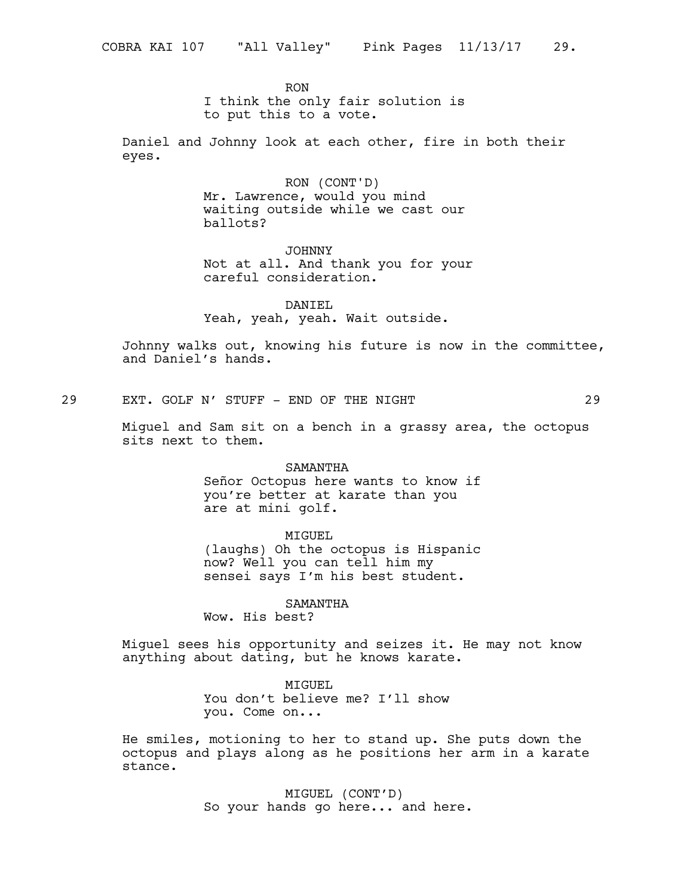RON
I think the only fair solution is to put this to a vote.

Daniel and Johnny look at each other, fire in both their eyes.

RON (CONT'D)
Mr. Lawrence, would you mind waiting outside while we cast our ballots?

JOHNNY
Not at all. And thank you for your careful consideration.

DANIEL
Yeah, yeah, yeah. Wait outside.

Johnny walks out, knowing his future is now in the committee, and Daniel's hands.

29 EXT. GOLF N' STUFF - END OF THE NIGHT 29

Miguel and Sam sit on a bench in a grassy area, the octopus sits next to them.

SAMANTHA
Señor Octopus here wants to know if you're better at karate than you are at mini golf.

MIGUEL
(laughs) Oh the octopus is Hispanic now? Well you can tell him my sensei says I'm his best student.

SAMANTHA
Wow. His best?

Miguel sees his opportunity and seizes it. He may not know anything about dating, but he knows karate.

MIGUEL
You don't believe me? I'll show you. Come on...

He smiles, motioning to her to stand up. She puts down the octopus and plays along as he positions her arm in a karate stance.

MIGUEL (CONT'D)
So your hands go here... and here.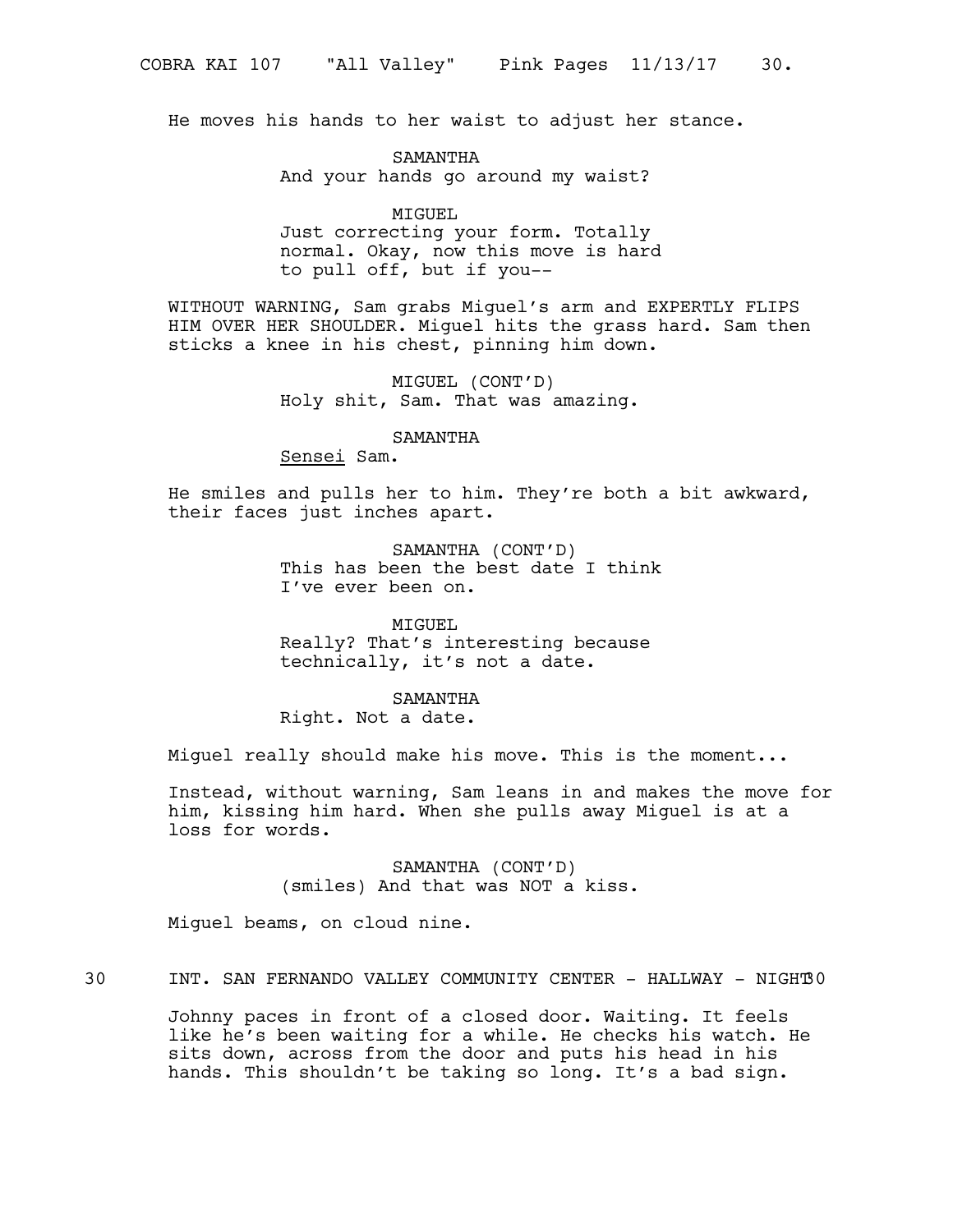He moves his hands to her waist to adjust her stance.

SAMANTHA
And your hands go around my waist?

MIGUEL
Just correcting your form. Totally normal. Okay, now this move is hard to pull off, but if you--

WITHOUT WARNING, Sam grabs Miguel's arm and EXPERTLY FLIPS HIM OVER HER SHOULDER. Miguel hits the grass hard. Sam then sticks a knee in his chest, pinning him down.

MIGUEL (CONT'D)
Holy shit, Sam. That was amazing.

SAMANTHA
<u>Sensei</u> Sam.

He smiles and pulls her to him. They're both a bit awkward, their faces just inches apart.

SAMANTHA (CONT'D)
This has been the best date I think I've ever been on.

MIGUEL
Really? That's interesting because technically, it's not a date.

SAMANTHA
Right. Not a date.

Miguel really should make his move. This is the moment...

Instead, without warning, Sam leans in and makes the move for him, kissing him hard. When she pulls away Miguel is at a loss for words.

SAMANTHA (CONT'D)
(smiles) And that was NOT a kiss.

Miguel beams, on cloud nine.

30 INT. SAN FERNANDO VALLEY COMMUNITY CENTER - HALLWAY - NIGHT 30

Johnny paces in front of a closed door. Waiting. It feels like he's been waiting for a while. He checks his watch. He sits down, across from the door and puts his head in his hands. This shouldn't be taking so long. It's a bad sign.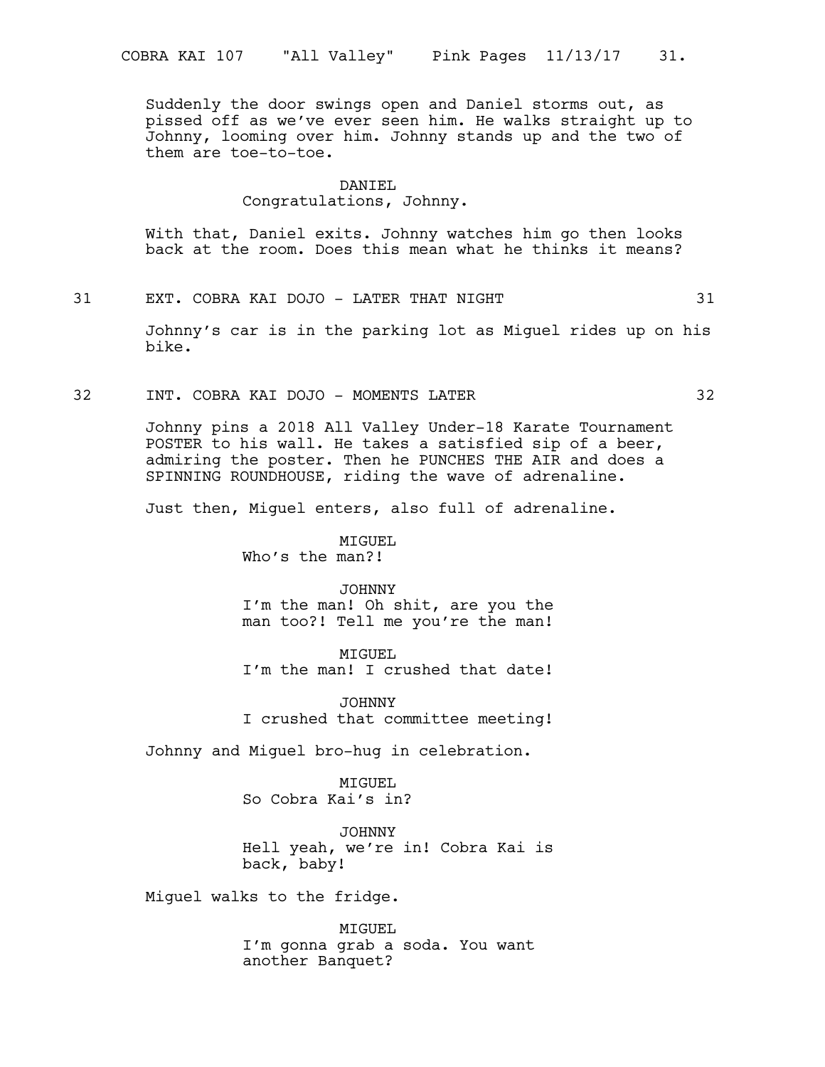Suddenly the door swings open and Daniel storms out, as pissed off as we've ever seen him. He walks straight up to Johnny, looming over him. Johnny stands up and the two of them are toe-to-toe.

DANIEL
Congratulations, Johnny.

With that, Daniel exits. Johnny watches him go then looks back at the room. Does this mean what he thinks it means?

31 EXT. COBRA KAI DOJO - LATER THAT NIGHT 31

Johnny's car is in the parking lot as Miguel rides up on his bike.

32 INT. COBRA KAI DOJO - MOMENTS LATER 32

Johnny pins a 2018 All Valley Under-18 Karate Tournament POSTER to his wall. He takes a satisfied sip of a beer, admiring the poster. Then he PUNCHES THE AIR and does a SPINNING ROUNDHOUSE, riding the wave of adrenaline.

Just then, Miguel enters, also full of adrenaline.

MIGUEL
Who's the man?!

JOHNNY
I'm the man! Oh shit, are you the man too?! Tell me you're the man!

MIGUEL
I'm the man! I crushed that date!

JOHNNY
I crushed that committee meeting!

Johnny and Miguel bro-hug in celebration.

MIGUEL
So Cobra Kai's in?

JOHNNY
Hell yeah, we're in! Cobra Kai is back, baby!

Miguel walks to the fridge.

MIGUEL
I'm gonna grab a soda. You want another Banquet?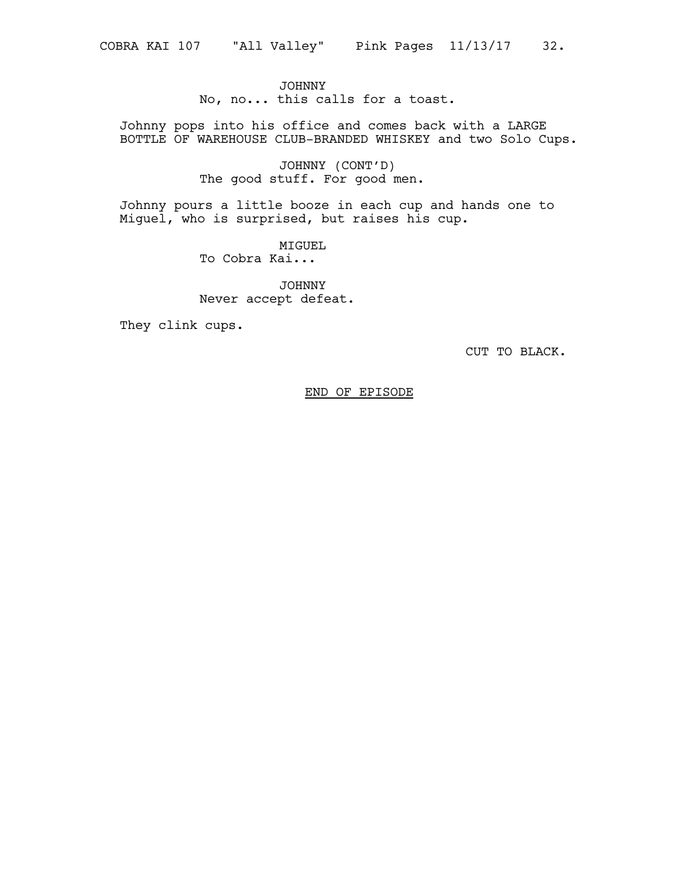JOHNNY
No, no... this calls for a toast.

Johnny pops into his office and comes back with a LARGE BOTTLE OF WAREHOUSE CLUB-BRANDED WHISKEY and two Solo Cups.

JOHNNY (CONT'D)
The good stuff. For good men.

Johnny pours a little booze in each cup and hands one to Miguel, who is surprised, but raises his cup.

MIGUEL
To Cobra Kai...

JOHNNY
Never accept defeat.

They clink cups.

CUT TO BLACK.

<u>END OF EPISODE</u>